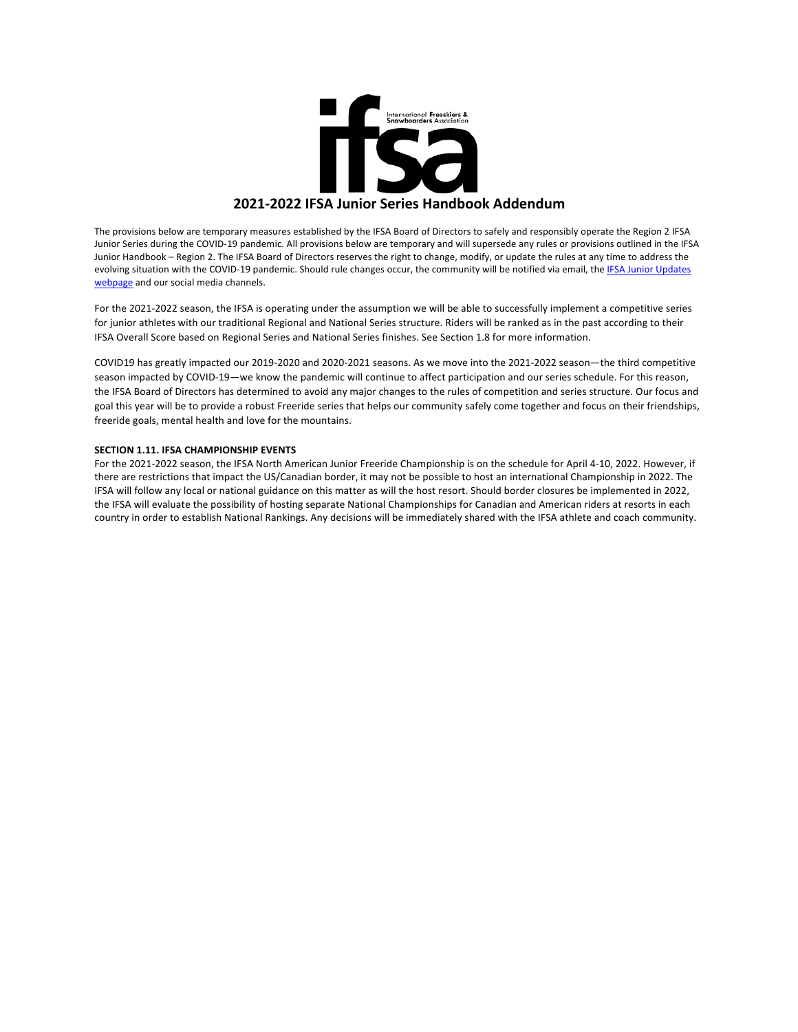# 2021-2022 IFSA Junior Series Handbook Addendum

The provisions below are temporary measures established by the IFSA Board of Directors to safely and responsibly operate the Region 2 IFSA Junior Series during the COVID-19 pandemic. All provisions below are temporary and will supersede any rules or provisions outlined in the IFSA Junior Handbook – Region 2. The IFSA Board of Directors reserves the right to change, modify, or update the rules at any time to address the evolving situation with the COVID-19 pandemic. Should rule changes occur, the community will be notified via email, the IFSA Junior Updates webpage and our social media channels.

For the 2021-2022 season, the IFSA is operating under the assumption we will be able to successfully implement a competitive series for junior athletes with our traditional Regional and National Series structure. Riders will be ranked as in the past according to their IFSA Overall Score based on Regional Series and National Series finishes. See Section 1.8 for more information.

COVID19 has greatly impacted our 2019-2020 and 2020-2021 seasons. As we move into the 2021-2022 season—the third competitive season impacted by COVID-19—we know the pandemic will continue to affect participation and our series schedule. For this reason, the IFSA Board of Directors has determined to avoid any major changes to the rules of competition and series structure. Our focus and goal this year will be to provide a robust Freeride series that helps our community safely come together and focus on their friendships, freeride goals, mental health and love for the mountains.

**SECTION 1.11. IFSA CHAMPIONSHIP EVENTS**

For the 2021-2022 season, the IFSA North American Junior Freeride Championship is on the schedule for April 4-10, 2022. However, if there are restrictions that impact the US/Canadian border, it may not be possible to host an international Championship in 2022. The IFSA will follow any local or national guidance on this matter as will the host resort. Should border closures be implemented in 2022, the IFSA will evaluate the possibility of hosting separate National Championships for Canadian and American riders at resorts in each country in order to establish National Rankings. Any decisions will be immediately shared with the IFSA athlete and coach community.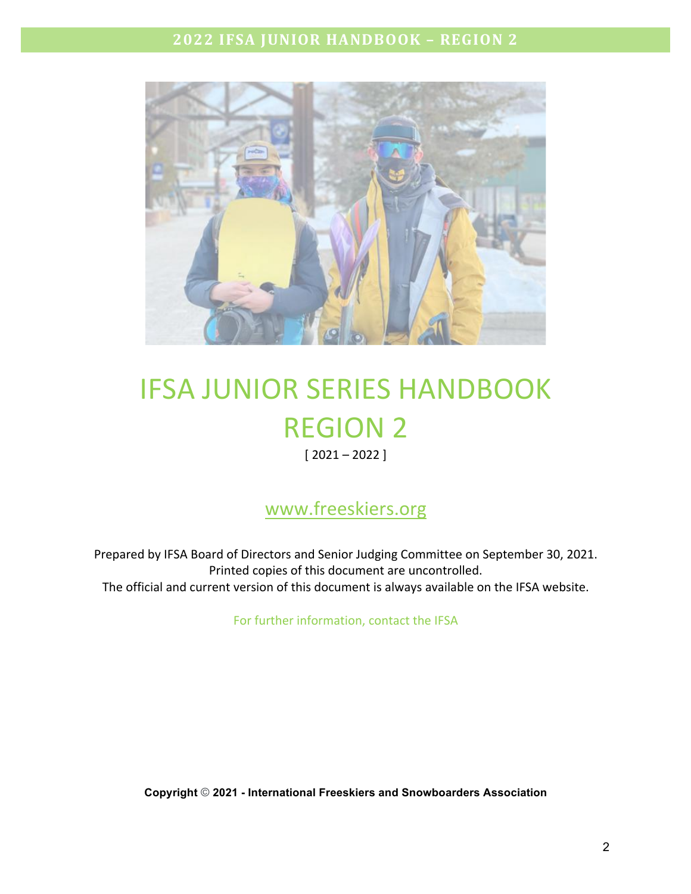# IFSA JUNIOR SERIES HANDBOOK REGION 2

[ 2021 – 2022 ]

www.freeskiers.org

Prepared by IFSA Board of Directors and Senior Judging Committee on September 30, 2021.
Printed copies of this document are uncontrolled.
The official and current version of this document is always available on the IFSA website.

For further information, contact the IFSA

**Copyright © 2021 - International Freeskiers and Snowboarders Association**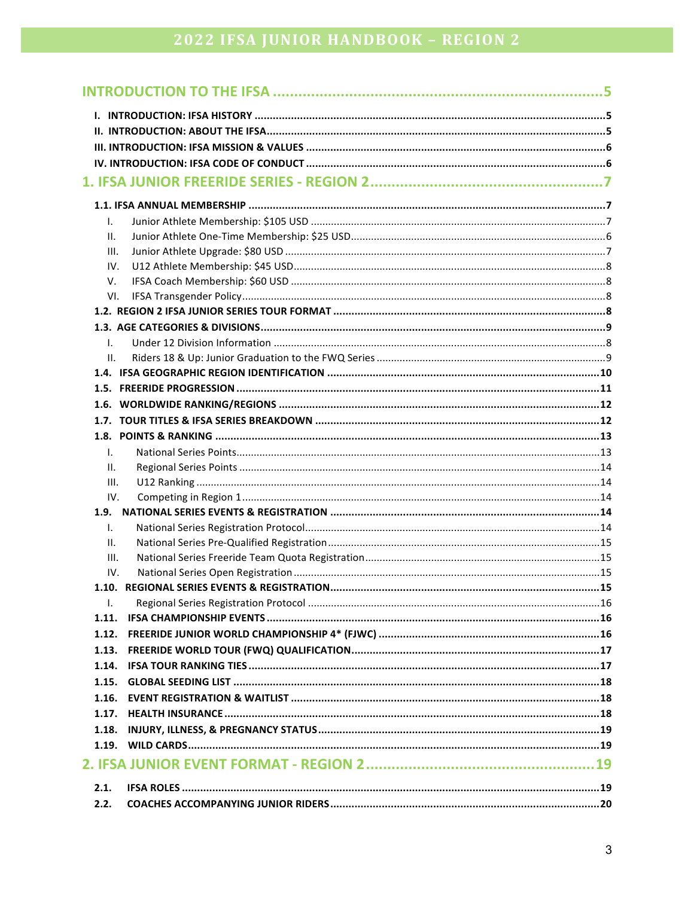# INTRODUCTION TO THE IFSA ..... 5

**I. INTRODUCTION: IFSA HISTORY ..... 5**
**II. INTRODUCTION: ABOUT THE IFSA ..... 5**
**III. INTRODUCTION: IFSA MISSION & VALUES ..... 6**
**IV. INTRODUCTION: IFSA CODE OF CONDUCT ..... 6**

# 1. IFSA JUNIOR FREERIDE SERIES - REGION 2 ..... 7

**1.1. IFSA ANNUAL MEMBERSHIP ..... 7**
- I. Junior Athlete Membership: $105 USD ..... 7
- II. Junior Athlete One-Time Membership: $25 USD ..... 6
- III. Junior Athlete Upgrade: $80 USD ..... 7
- IV. U12 Athlete Membership: $45 USD ..... 8
- V. IFSA Coach Membership: $60 USD ..... 8
- VI. IFSA Transgender Policy ..... 8

**1.2. REGION 2 IFSA JUNIOR SERIES TOUR FORMAT ..... 8**
**1.3. AGE CATEGORIES & DIVISIONS ..... 9**
- I. Under 12 Division Information ..... 8
- II. Riders 18 & Up: Junior Graduation to the FWQ Series ..... 9

**1.4. IFSA GEOGRAPHIC REGION IDENTIFICATION ..... 10**
**1.5. FREERIDE PROGRESSION ..... 11**
**1.6. WORLDWIDE RANKING/REGIONS ..... 12**
**1.7. TOUR TITLES & IFSA SERIES BREAKDOWN ..... 12**
**1.8. POINTS & RANKING ..... 13**
- I. National Series Points ..... 13
- II. Regional Series Points ..... 14
- III. U12 Ranking ..... 14
- IV. Competing in Region 1 ..... 14

**1.9. NATIONAL SERIES EVENTS & REGISTRATION ..... 14**
- I. National Series Registration Protocol ..... 14
- II. National Series Pre-Qualified Registration ..... 15
- III. National Series Freeride Team Quota Registration ..... 15
- IV. National Series Open Registration ..... 15

**1.10. REGIONAL SERIES EVENTS & REGISTRATION ..... 15**
- I. Regional Series Registration Protocol ..... 16

**1.11. IFSA CHAMPIONSHIP EVENTS ..... 16**
**1.12. FREERIDE JUNIOR WORLD CHAMPIONSHIP 4* (FJWC) ..... 16**
**1.13. FREERIDE WORLD TOUR (FWQ) QUALIFICATION ..... 17**
**1.14. IFSA TOUR RANKING TIES ..... 17**
**1.15. GLOBAL SEEDING LIST ..... 18**
**1.16. EVENT REGISTRATION & WAITLIST ..... 18**
**1.17. HEALTH INSURANCE ..... 18**
**1.18. INJURY, ILLNESS, & PREGNANCY STATUS ..... 19**
**1.19. WILD CARDS ..... 19**

# 2. IFSA JUNIOR EVENT FORMAT - REGION 2 ..... 19

**2.1. IFSA ROLES ..... 19**
**2.2. COACHES ACCOMPANYING JUNIOR RIDERS ..... 20**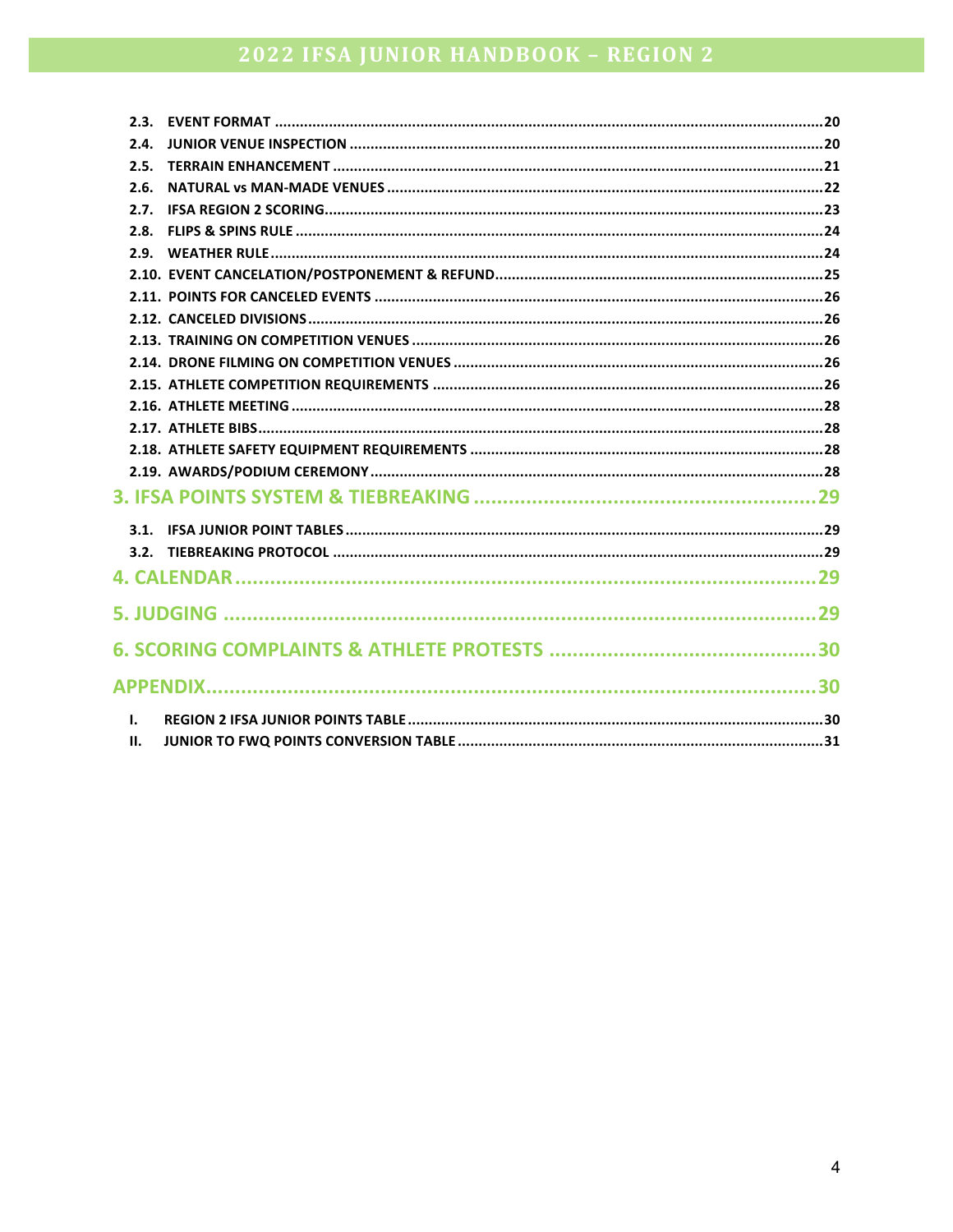2.3. EVENT FORMAT .....20
2.4. JUNIOR VENUE INSPECTION .....20
2.5. TERRAIN ENHANCEMENT .....21
2.6. NATURAL vs MAN-MADE VENUES .....22
2.7. IFSA REGION 2 SCORING .....23
2.8. FLIPS & SPINS RULE .....24
2.9. WEATHER RULE .....24
2.10. EVENT CANCELATION/POSTPONEMENT & REFUND .....25
2.11. POINTS FOR CANCELED EVENTS .....26
2.12. CANCELED DIVISIONS .....26
2.13. TRAINING ON COMPETITION VENUES .....26
2.14. DRONE FILMING ON COMPETITION VENUES .....26
2.15. ATHLETE COMPETITION REQUIREMENTS .....26
2.16. ATHLETE MEETING .....28
2.17. ATHLETE BIBS .....28
2.18. ATHLETE SAFETY EQUIPMENT REQUIREMENTS .....28
2.19. AWARDS/PODIUM CEREMONY .....28

**3. IFSA POINTS SYSTEM & TIEBREAKING .....29**

3.1. IFSA JUNIOR POINT TABLES .....29
3.2. TIEBREAKING PROTOCOL .....29

**4. CALENDAR .....29**

**5. JUDGING .....29**

**6. SCORING COMPLAINTS & ATHLETE PROTESTS .....30**

**APPENDIX .....30**

I. REGION 2 IFSA JUNIOR POINTS TABLE .....30
II. JUNIOR TO FWQ POINTS CONVERSION TABLE .....31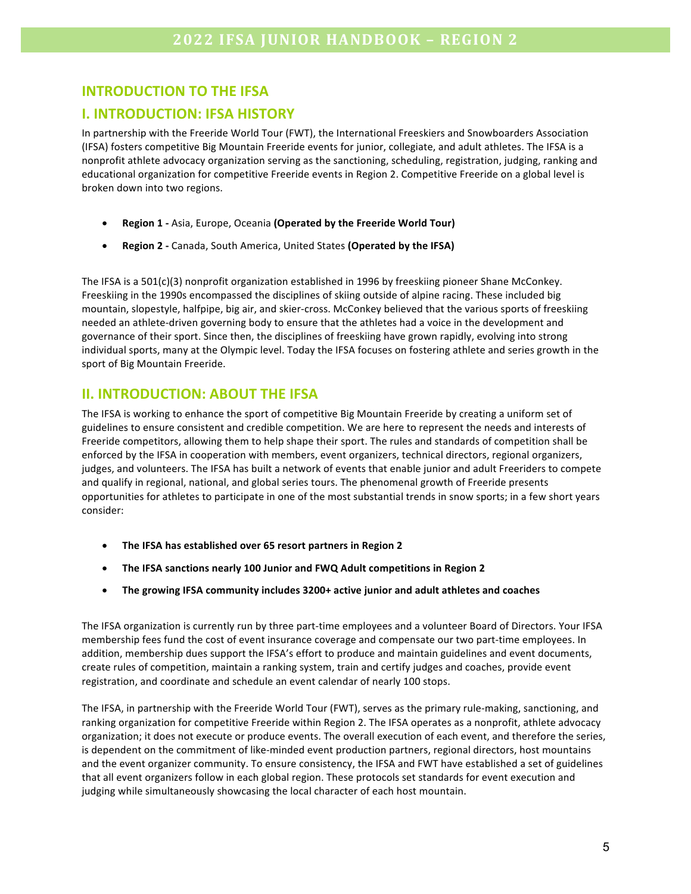## INTRODUCTION TO THE IFSA

## I. INTRODUCTION: IFSA HISTORY

In partnership with the Freeride World Tour (FWT), the International Freeskiers and Snowboarders Association (IFSA) fosters competitive Big Mountain Freeride events for junior, collegiate, and adult athletes. The IFSA is a nonprofit athlete advocacy organization serving as the sanctioning, scheduling, registration, judging, ranking and educational organization for competitive Freeride events in Region 2. Competitive Freeride on a global level is broken down into two regions.

- **Region 1 -** Asia, Europe, Oceania **(Operated by the Freeride World Tour)**
- **Region 2 -** Canada, South America, United States **(Operated by the IFSA)**

The IFSA is a 501(c)(3) nonprofit organization established in 1996 by freeskiing pioneer Shane McConkey. Freeskiing in the 1990s encompassed the disciplines of skiing outside of alpine racing. These included big mountain, slopestyle, halfpipe, big air, and skier-cross. McConkey believed that the various sports of freeskiing needed an athlete-driven governing body to ensure that the athletes had a voice in the development and governance of their sport. Since then, the disciplines of freeskiing have grown rapidly, evolving into strong individual sports, many at the Olympic level. Today the IFSA focuses on fostering athlete and series growth in the sport of Big Mountain Freeride.

## II. INTRODUCTION: ABOUT THE IFSA

The IFSA is working to enhance the sport of competitive Big Mountain Freeride by creating a uniform set of guidelines to ensure consistent and credible competition. We are here to represent the needs and interests of Freeride competitors, allowing them to help shape their sport. The rules and standards of competition shall be enforced by the IFSA in cooperation with members, event organizers, technical directors, regional organizers, judges, and volunteers. The IFSA has built a network of events that enable junior and adult Freeriders to compete and qualify in regional, national, and global series tours. The phenomenal growth of Freeride presents opportunities for athletes to participate in one of the most substantial trends in snow sports; in a few short years consider:

- **The IFSA has established over 65 resort partners in Region 2**
- **The IFSA sanctions nearly 100 Junior and FWQ Adult competitions in Region 2**
- **The growing IFSA community includes 3200+ active junior and adult athletes and coaches**

The IFSA organization is currently run by three part-time employees and a volunteer Board of Directors. Your IFSA membership fees fund the cost of event insurance coverage and compensate our two part-time employees. In addition, membership dues support the IFSA's effort to produce and maintain guidelines and event documents, create rules of competition, maintain a ranking system, train and certify judges and coaches, provide event registration, and coordinate and schedule an event calendar of nearly 100 stops.

The IFSA, in partnership with the Freeride World Tour (FWT), serves as the primary rule-making, sanctioning, and ranking organization for competitive Freeride within Region 2. The IFSA operates as a nonprofit, athlete advocacy organization; it does not execute or produce events. The overall execution of each event, and therefore the series, is dependent on the commitment of like-minded event production partners, regional directors, host mountains and the event organizer community. To ensure consistency, the IFSA and FWT have established a set of guidelines that all event organizers follow in each global region. These protocols set standards for event execution and judging while simultaneously showcasing the local character of each host mountain.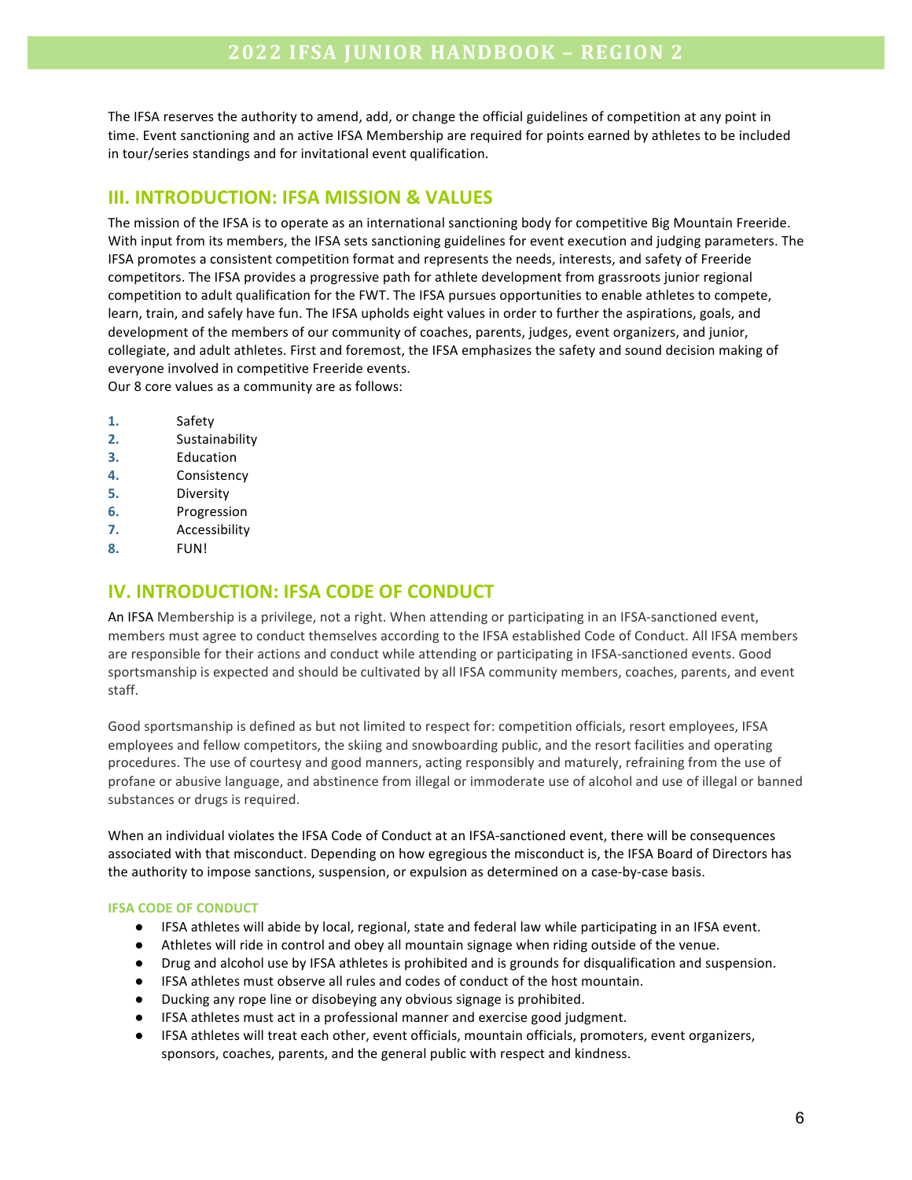The IFSA reserves the authority to amend, add, or change the official guidelines of competition at any point in time. Event sanctioning and an active IFSA Membership are required for points earned by athletes to be included in tour/series standings and for invitational event qualification.

## III. INTRODUCTION: IFSA MISSION & VALUES

The mission of the IFSA is to operate as an international sanctioning body for competitive Big Mountain Freeride. With input from its members, the IFSA sets sanctioning guidelines for event execution and judging parameters. The IFSA promotes a consistent competition format and represents the needs, interests, and safety of Freeride competitors. The IFSA provides a progressive path for athlete development from grassroots junior regional competition to adult qualification for the FWT. The IFSA pursues opportunities to enable athletes to compete, learn, train, and safely have fun. The IFSA upholds eight values in order to further the aspirations, goals, and development of the members of our community of coaches, parents, judges, event organizers, and junior, collegiate, and adult athletes. First and foremost, the IFSA emphasizes the safety and sound decision making of everyone involved in competitive Freeride events.
Our 8 core values as a community are as follows:

1. Safety
2. Sustainability
3. Education
4. Consistency
5. Diversity
6. Progression
7. Accessibility
8. FUN!

## IV. INTRODUCTION: IFSA CODE OF CONDUCT

An IFSA Membership is a privilege, not a right. When attending or participating in an IFSA-sanctioned event, members must agree to conduct themselves according to the IFSA established Code of Conduct. All IFSA members are responsible for their actions and conduct while attending or participating in IFSA-sanctioned events. Good sportsmanship is expected and should be cultivated by all IFSA community members, coaches, parents, and event staff.

Good sportsmanship is defined as but not limited to respect for: competition officials, resort employees, IFSA employees and fellow competitors, the skiing and snowboarding public, and the resort facilities and operating procedures. The use of courtesy and good manners, acting responsibly and maturely, refraining from the use of profane or abusive language, and abstinence from illegal or immoderate use of alcohol and use of illegal or banned substances or drugs is required.

When an individual violates the IFSA Code of Conduct at an IFSA-sanctioned event, there will be consequences associated with that misconduct. Depending on how egregious the misconduct is, the IFSA Board of Directors has the authority to impose sanctions, suspension, or expulsion as determined on a case-by-case basis.

#### IFSA CODE OF CONDUCT

- IFSA athletes will abide by local, regional, state and federal law while participating in an IFSA event.
- Athletes will ride in control and obey all mountain signage when riding outside of the venue.
- Drug and alcohol use by IFSA athletes is prohibited and is grounds for disqualification and suspension.
- IFSA athletes must observe all rules and codes of conduct of the host mountain.
- Ducking any rope line or disobeying any obvious signage is prohibited.
- IFSA athletes must act in a professional manner and exercise good judgment.
- IFSA athletes will treat each other, event officials, mountain officials, promoters, event organizers, sponsors, coaches, parents, and the general public with respect and kindness.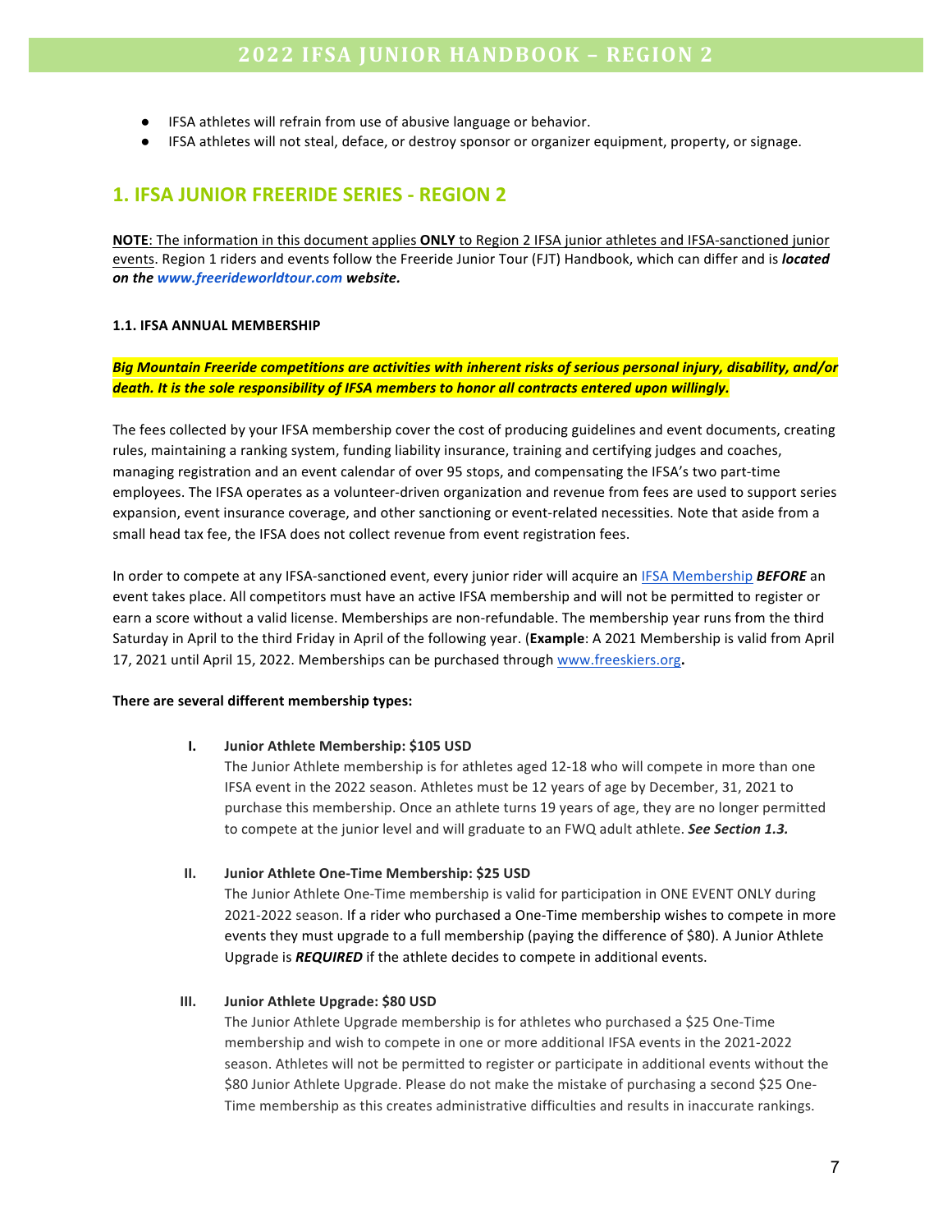- IFSA athletes will refrain from use of abusive language or behavior.
- IFSA athletes will not steal, deface, or destroy sponsor or organizer equipment, property, or signage.

## 1. IFSA JUNIOR FREERIDE SERIES - REGION 2

**NOTE**: The information in this document applies **ONLY** to Region 2 IFSA junior athletes and IFSA-sanctioned junior events. Region 1 riders and events follow the Freeride Junior Tour (FJT) Handbook, which can differ and is ***located on the www.freerideworldtour.com website.***

#### 1.1. IFSA ANNUAL MEMBERSHIP

***Big Mountain Freeride competitions are activities with inherent risks of serious personal injury, disability, and/or death. It is the sole responsibility of IFSA members to honor all contracts entered upon willingly.***

The fees collected by your IFSA membership cover the cost of producing guidelines and event documents, creating rules, maintaining a ranking system, funding liability insurance, training and certifying judges and coaches, managing registration and an event calendar of over 95 stops, and compensating the IFSA's two part-time employees. The IFSA operates as a volunteer-driven organization and revenue from fees are used to support series expansion, event insurance coverage, and other sanctioning or event-related necessities. Note that aside from a small head tax fee, the IFSA does not collect revenue from event registration fees.

In order to compete at any IFSA-sanctioned event, every junior rider will acquire an IFSA Membership ***BEFORE*** an event takes place. All competitors must have an active IFSA membership and will not be permitted to register or earn a score without a valid license. Memberships are non-refundable. The membership year runs from the third Saturday in April to the third Friday in April of the following year. (**Example**: A 2021 Membership is valid from April 17, 2021 until April 15, 2022. Memberships can be purchased through www.freeskiers.org**.**

**There are several different membership types:**

I. **Junior Athlete Membership: $105 USD**
   The Junior Athlete membership is for athletes aged 12-18 who will compete in more than one IFSA event in the 2022 season. Athletes must be 12 years of age by December, 31, 2021 to purchase this membership. Once an athlete turns 19 years of age, they are no longer permitted to compete at the junior level and will graduate to an FWQ adult athlete. ***See Section 1.3.***

II. **Junior Athlete One-Time Membership: $25 USD**
   The Junior Athlete One-Time membership is valid for participation in ONE EVENT ONLY during 2021-2022 season. If a rider who purchased a One-Time membership wishes to compete in more events they must upgrade to a full membership (paying the difference of $80). A Junior Athlete Upgrade is ***REQUIRED*** if the athlete decides to compete in additional events.

III. **Junior Athlete Upgrade: $80 USD**
   The Junior Athlete Upgrade membership is for athletes who purchased a $25 One-Time membership and wish to compete in one or more additional IFSA events in the 2021-2022 season. Athletes will not be permitted to register or participate in additional events without the $80 Junior Athlete Upgrade. Please do not make the mistake of purchasing a second $25 One-Time membership as this creates administrative difficulties and results in inaccurate rankings.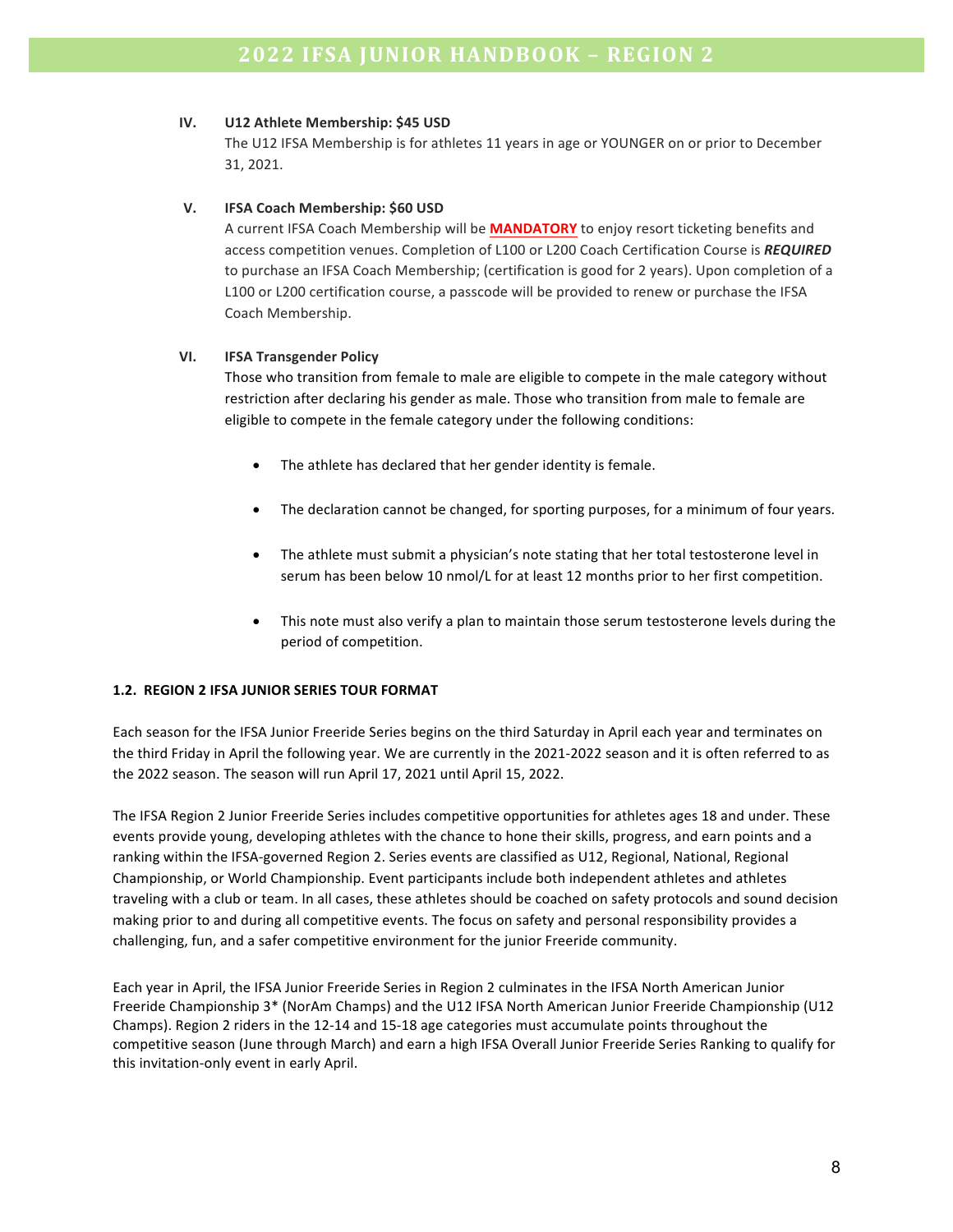**IV. U12 Athlete Membership: $45 USD**

The U12 IFSA Membership is for athletes 11 years in age or YOUNGER on or prior to December 31, 2021.

**V. IFSA Coach Membership: $60 USD**

A current IFSA Coach Membership will be **MANDATORY** to enjoy resort ticketing benefits and access competition venues. Completion of L100 or L200 Coach Certification Course is ***REQUIRED*** to purchase an IFSA Coach Membership; (certification is good for 2 years). Upon completion of a L100 or L200 certification course, a passcode will be provided to renew or purchase the IFSA Coach Membership.

**VI. IFSA Transgender Policy**

Those who transition from female to male are eligible to compete in the male category without restriction after declaring his gender as male. Those who transition from male to female are eligible to compete in the female category under the following conditions:

- The athlete has declared that her gender identity is female.
- The declaration cannot be changed, for sporting purposes, for a minimum of four years.
- The athlete must submit a physician's note stating that her total testosterone level in serum has been below 10 nmol/L for at least 12 months prior to her first competition.
- This note must also verify a plan to maintain those serum testosterone levels during the period of competition.

### 1.2. REGION 2 IFSA JUNIOR SERIES TOUR FORMAT

Each season for the IFSA Junior Freeride Series begins on the third Saturday in April each year and terminates on the third Friday in April the following year. We are currently in the 2021-2022 season and it is often referred to as the 2022 season. The season will run April 17, 2021 until April 15, 2022.

The IFSA Region 2 Junior Freeride Series includes competitive opportunities for athletes ages 18 and under. These events provide young, developing athletes with the chance to hone their skills, progress, and earn points and a ranking within the IFSA-governed Region 2. Series events are classified as U12, Regional, National, Regional Championship, or World Championship. Event participants include both independent athletes and athletes traveling with a club or team. In all cases, these athletes should be coached on safety protocols and sound decision making prior to and during all competitive events. The focus on safety and personal responsibility provides a challenging, fun, and a safer competitive environment for the junior Freeride community.

Each year in April, the IFSA Junior Freeride Series in Region 2 culminates in the IFSA North American Junior Freeride Championship 3* (NorAm Champs) and the U12 IFSA North American Junior Freeride Championship (U12 Champs). Region 2 riders in the 12-14 and 15-18 age categories must accumulate points throughout the competitive season (June through March) and earn a high IFSA Overall Junior Freeride Series Ranking to qualify for this invitation-only event in early April.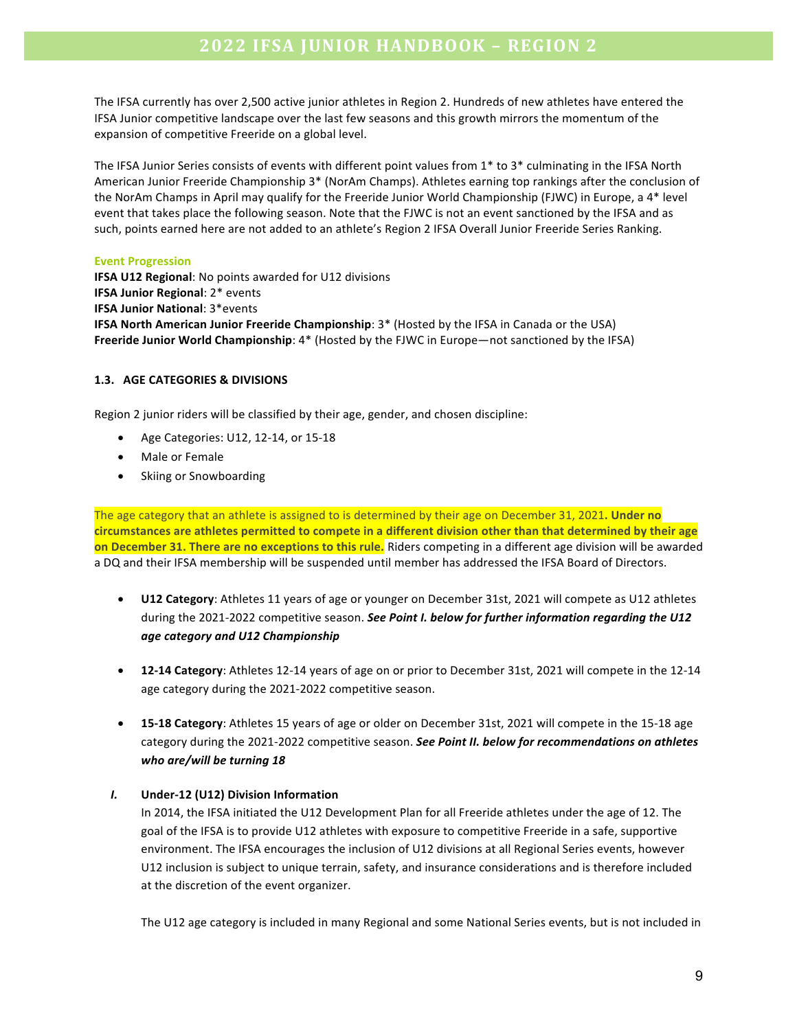The IFSA currently has over 2,500 active junior athletes in Region 2. Hundreds of new athletes have entered the IFSA Junior competitive landscape over the last few seasons and this growth mirrors the momentum of the expansion of competitive Freeride on a global level.

The IFSA Junior Series consists of events with different point values from 1* to 3* culminating in the IFSA North American Junior Freeride Championship 3* (NorAm Champs). Athletes earning top rankings after the conclusion of the NorAm Champs in April may qualify for the Freeride Junior World Championship (FJWC) in Europe, a 4* level event that takes place the following season. Note that the FJWC is not an event sanctioned by the IFSA and as such, points earned here are not added to an athlete's Region 2 IFSA Overall Junior Freeride Series Ranking.

**Event Progression**

**IFSA U12 Regional**: No points awarded for U12 divisions
**IFSA Junior Regional**: 2* events
**IFSA Junior National**: 3*events
**IFSA North American Junior Freeride Championship**: 3* (Hosted by the IFSA in Canada or the USA)
**Freeride Junior World Championship**: 4* (Hosted by the FJWC in Europe—not sanctioned by the IFSA)

### 1.3. AGE CATEGORIES & DIVISIONS

Region 2 junior riders will be classified by their age, gender, and chosen discipline:

- Age Categories: U12, 12-14, or 15-18
- Male or Female
- Skiing or Snowboarding

The age category that an athlete is assigned to is determined by their age on December 31, 2021**. Under no circumstances are athletes permitted to compete in a different division other than that determined by their age on December 31. There are no exceptions to this rule.** Riders competing in a different age division will be awarded a DQ and their IFSA membership will be suspended until member has addressed the IFSA Board of Directors.

- **U12 Category**: Athletes 11 years of age or younger on December 31st, 2021 will compete as U12 athletes during the 2021-2022 competitive season. ***See Point I. below for further information regarding the U12 age category and U12 Championship***
- **12-14 Category**: Athletes 12-14 years of age on or prior to December 31st, 2021 will compete in the 12-14 age category during the 2021-2022 competitive season.
- **15-18 Category**: Athletes 15 years of age or older on December 31st, 2021 will compete in the 15-18 age category during the 2021-2022 competitive season. ***See Point II. below for recommendations on athletes who are/will be turning 18***

***I.*** **Under-12 (U12) Division Information**

In 2014, the IFSA initiated the U12 Development Plan for all Freeride athletes under the age of 12. The goal of the IFSA is to provide U12 athletes with exposure to competitive Freeride in a safe, supportive environment. The IFSA encourages the inclusion of U12 divisions at all Regional Series events, however U12 inclusion is subject to unique terrain, safety, and insurance considerations and is therefore included at the discretion of the event organizer.

The U12 age category is included in many Regional and some National Series events, but is not included in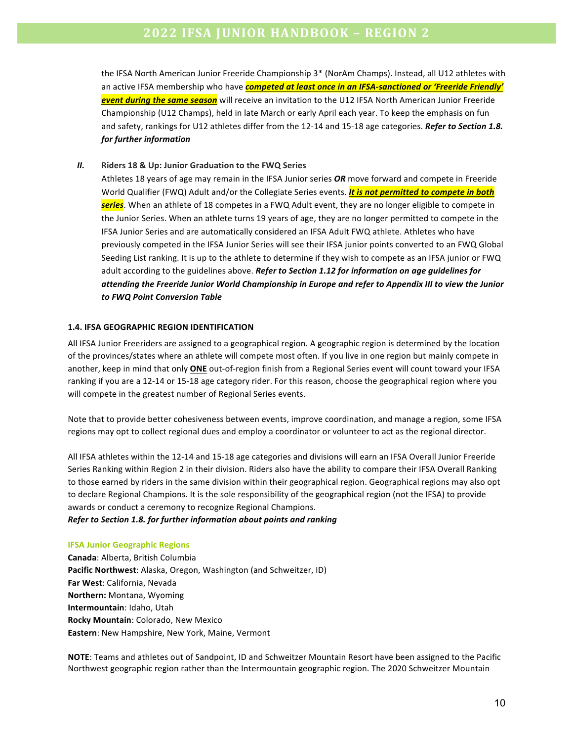the IFSA North American Junior Freeride Championship 3* (NorAm Champs). Instead, all U12 athletes with an active IFSA membership who have ***competed at least once in an IFSA-sanctioned or 'Freeride Friendly' event during the same season*** will receive an invitation to the U12 IFSA North American Junior Freeride Championship (U12 Champs), held in late March or early April each year. To keep the emphasis on fun and safety, rankings for U12 athletes differ from the 12-14 and 15-18 age categories. ***Refer to Section 1.8. for further information***

***II.*** **Riders 18 & Up: Junior Graduation to the FWQ Series**

Athletes 18 years of age may remain in the IFSA Junior series ***OR*** move forward and compete in Freeride World Qualifier (FWQ) Adult and/or the Collegiate Series events. ***It is not permitted to compete in both series***. When an athlete of 18 competes in a FWQ Adult event, they are no longer eligible to compete in the Junior Series. When an athlete turns 19 years of age, they are no longer permitted to compete in the IFSA Junior Series and are automatically considered an IFSA Adult FWQ athlete. Athletes who have previously competed in the IFSA Junior Series will see their IFSA junior points converted to an FWQ Global Seeding List ranking. It is up to the athlete to determine if they wish to compete as an IFSA junior or FWQ adult according to the guidelines above. ***Refer to Section 1.12 for information on age guidelines for attending the Freeride Junior World Championship in Europe and refer to Appendix III to view the Junior to FWQ Point Conversion Table***

**1.4. IFSA GEOGRAPHIC REGION IDENTIFICATION**

All IFSA Junior Freeriders are assigned to a geographical region. A geographic region is determined by the location of the provinces/states where an athlete will compete most often. If you live in one region but mainly compete in another, keep in mind that only **ONE** out-of-region finish from a Regional Series event will count toward your IFSA ranking if you are a 12-14 or 15-18 age category rider. For this reason, choose the geographical region where you will compete in the greatest number of Regional Series events.

Note that to provide better cohesiveness between events, improve coordination, and manage a region, some IFSA regions may opt to collect regional dues and employ a coordinator or volunteer to act as the regional director.

All IFSA athletes within the 12-14 and 15-18 age categories and divisions will earn an IFSA Overall Junior Freeride Series Ranking within Region 2 in their division. Riders also have the ability to compare their IFSA Overall Ranking to those earned by riders in the same division within their geographical region. Geographical regions may also opt to declare Regional Champions. It is the sole responsibility of the geographical region (not the IFSA) to provide awards or conduct a ceremony to recognize Regional Champions.
***Refer to Section 1.8. for further information about points and ranking***

**IFSA Junior Geographic Regions**

**Canada**: Alberta, British Columbia
**Pacific Northwest**: Alaska, Oregon, Washington (and Schweitzer, ID)
**Far West**: California, Nevada
**Northern:** Montana, Wyoming
**Intermountain**: Idaho, Utah
**Rocky Mountain**: Colorado, New Mexico
**Eastern**: New Hampshire, New York, Maine, Vermont

**NOTE**: Teams and athletes out of Sandpoint, ID and Schweitzer Mountain Resort have been assigned to the Pacific Northwest geographic region rather than the Intermountain geographic region. The 2020 Schweitzer Mountain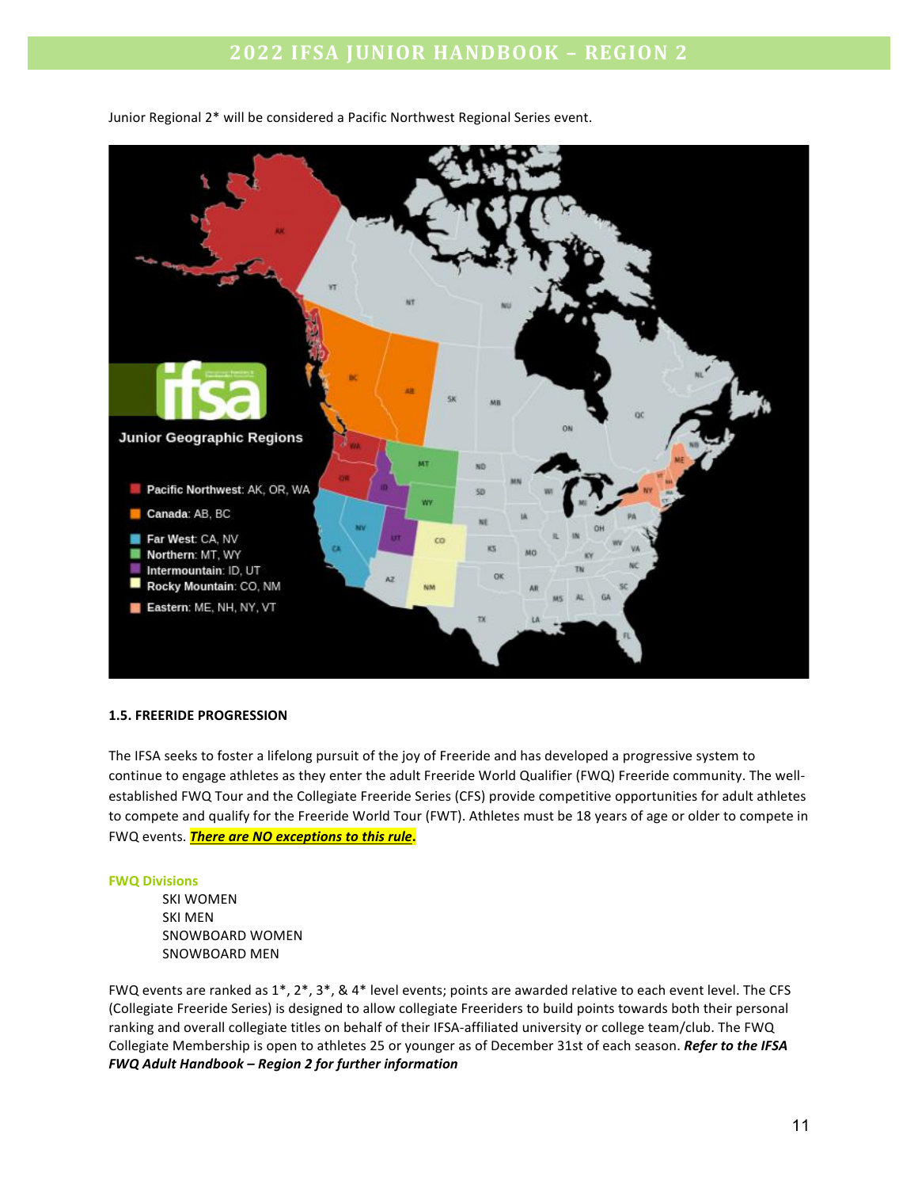Junior Regional 2* will be considered a Pacific Northwest Regional Series event.

### 1.5. FREERIDE PROGRESSION

The IFSA seeks to foster a lifelong pursuit of the joy of Freeride and has developed a progressive system to continue to engage athletes as they enter the adult Freeride World Qualifier (FWQ) Freeride community. The well-established FWQ Tour and the Collegiate Freeride Series (CFS) provide competitive opportunities for adult athletes to compete and qualify for the Freeride World Tour (FWT). Athletes must be 18 years of age or older to compete in FWQ events. ***There are NO exceptions to this rule*.**

**FWQ Divisions**

- SKI WOMEN
- SKI MEN
- SNOWBOARD WOMEN
- SNOWBOARD MEN

FWQ events are ranked as 1*, 2*, 3*, & 4* level events; points are awarded relative to each event level. The CFS (Collegiate Freeride Series) is designed to allow collegiate Freeriders to build points towards both their personal ranking and overall collegiate titles on behalf of their IFSA-affiliated university or college team/club. The FWQ Collegiate Membership is open to athletes 25 or younger as of December 31st of each season. ***Refer to the IFSA FWQ Adult Handbook – Region 2 for further information***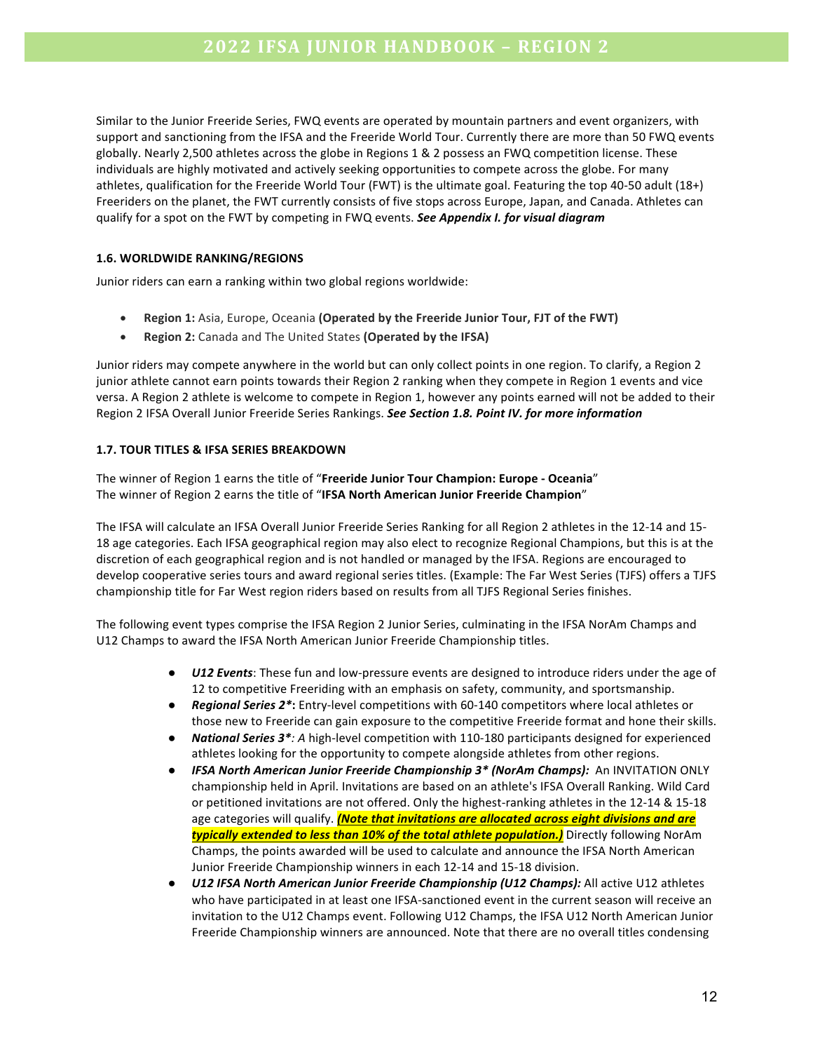Similar to the Junior Freeride Series, FWQ events are operated by mountain partners and event organizers, with support and sanctioning from the IFSA and the Freeride World Tour. Currently there are more than 50 FWQ events globally. Nearly 2,500 athletes across the globe in Regions 1 & 2 possess an FWQ competition license. These individuals are highly motivated and actively seeking opportunities to compete across the globe. For many athletes, qualification for the Freeride World Tour (FWT) is the ultimate goal. Featuring the top 40-50 adult (18+) Freeriders on the planet, the FWT currently consists of five stops across Europe, Japan, and Canada. Athletes can qualify for a spot on the FWT by competing in FWQ events. ***See Appendix I. for visual diagram***

### 1.6. WORLDWIDE RANKING/REGIONS

Junior riders can earn a ranking within two global regions worldwide:

- **Region 1:** Asia, Europe, Oceania **(Operated by the Freeride Junior Tour, FJT of the FWT)**
- **Region 2:** Canada and The United States **(Operated by the IFSA)**

Junior riders may compete anywhere in the world but can only collect points in one region. To clarify, a Region 2 junior athlete cannot earn points towards their Region 2 ranking when they compete in Region 1 events and vice versa. A Region 2 athlete is welcome to compete in Region 1, however any points earned will not be added to their Region 2 IFSA Overall Junior Freeride Series Rankings. ***See Section 1.8. Point IV. for more information***

### 1.7. TOUR TITLES & IFSA SERIES BREAKDOWN

The winner of Region 1 earns the title of "**Freeride Junior Tour Champion: Europe - Oceania**"
The winner of Region 2 earns the title of "**IFSA North American Junior Freeride Champion**"

The IFSA will calculate an IFSA Overall Junior Freeride Series Ranking for all Region 2 athletes in the 12-14 and 15-18 age categories. Each IFSA geographical region may also elect to recognize Regional Champions, but this is at the discretion of each geographical region and is not handled or managed by the IFSA. Regions are encouraged to develop cooperative series tours and award regional series titles. (Example: The Far West Series (TJFS) offers a TJFS championship title for Far West region riders based on results from all TJFS Regional Series finishes.

The following event types comprise the IFSA Region 2 Junior Series, culminating in the IFSA NorAm Champs and U12 Champs to award the IFSA North American Junior Freeride Championship titles.

- ***U12 Events***: These fun and low-pressure events are designed to introduce riders under the age of 12 to competitive Freeriding with an emphasis on safety, community, and sportsmanship.
- ***Regional Series 2\****: Entry-level competitions with 60-140 competitors where local athletes or those new to Freeride can gain exposure to the competitive Freeride format and hone their skills.
- ***National Series 3\*:*** *A* high-level competition with 110-180 participants designed for experienced athletes looking for the opportunity to compete alongside athletes from other regions.
- ***IFSA North American Junior Freeride Championship 3\* (NorAm Champs):*** An INVITATION ONLY championship held in April. Invitations are based on an athlete's IFSA Overall Ranking. Wild Card or petitioned invitations are not offered. Only the highest-ranking athletes in the 12-14 & 15-18 age categories will qualify. ***(Note that invitations are allocated across eight divisions and are typically extended to less than 10% of the total athlete population.)*** Directly following NorAm Champs, the points awarded will be used to calculate and announce the IFSA North American Junior Freeride Championship winners in each 12-14 and 15-18 division.
- ***U12 IFSA North American Junior Freeride Championship (U12 Champs):*** All active U12 athletes who have participated in at least one IFSA-sanctioned event in the current season will receive an invitation to the U12 Champs event. Following U12 Champs, the IFSA U12 North American Junior Freeride Championship winners are announced. Note that there are no overall titles condensing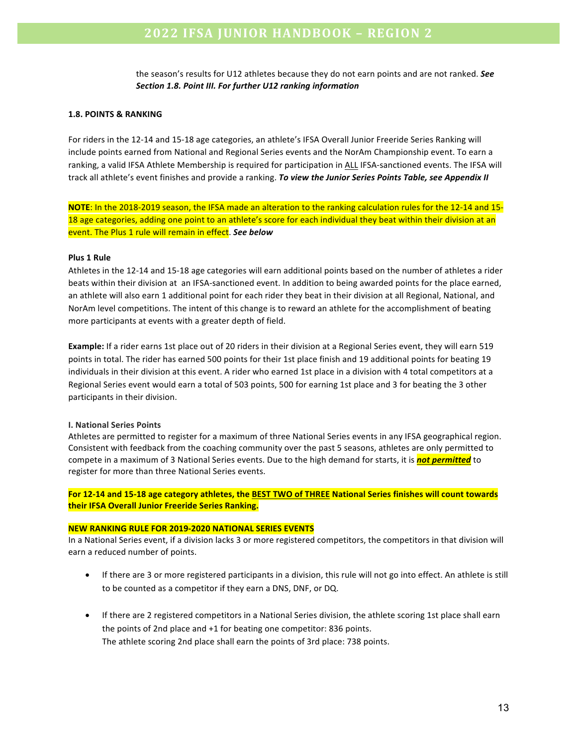the season's results for U12 athletes because they do not earn points and are not ranked. ***See Section 1.8. Point III. For further U12 ranking information***

**1.8. POINTS & RANKING**

For riders in the 12-14 and 15-18 age categories, an athlete's IFSA Overall Junior Freeride Series Ranking will include points earned from National and Regional Series events and the NorAm Championship event. To earn a ranking, a valid IFSA Athlete Membership is required for participation in ALL IFSA-sanctioned events. The IFSA will track all athlete's event finishes and provide a ranking. ***To view the Junior Series Points Table, see Appendix II***

**NOTE**: In the 2018-2019 season, the IFSA made an alteration to the ranking calculation rules for the 12-14 and 15-18 age categories, adding one point to an athlete's score for each individual they beat within their division at an event. The Plus 1 rule will remain in effect. ***See below***

**Plus 1 Rule**

Athletes in the 12-14 and 15-18 age categories will earn additional points based on the number of athletes a rider beats within their division at an IFSA-sanctioned event. In addition to being awarded points for the place earned, an athlete will also earn 1 additional point for each rider they beat in their division at all Regional, National, and NorAm level competitions. The intent of this change is to reward an athlete for the accomplishment of beating more participants at events with a greater depth of field.

**Example:** If a rider earns 1st place out of 20 riders in their division at a Regional Series event, they will earn 519 points in total. The rider has earned 500 points for their 1st place finish and 19 additional points for beating 19 individuals in their division at this event. A rider who earned 1st place in a division with 4 total competitors at a Regional Series event would earn a total of 503 points, 500 for earning 1st place and 3 for beating the 3 other participants in their division.

**I. National Series Points**

Athletes are permitted to register for a maximum of three National Series events in any IFSA geographical region. Consistent with feedback from the coaching community over the past 5 seasons, athletes are only permitted to compete in a maximum of 3 National Series events. Due to the high demand for starts, it is ***not permitted*** to register for more than three National Series events.

**For 12-14 and 15-18 age category athletes, the BEST TWO of THREE National Series finishes will count towards their IFSA Overall Junior Freeride Series Ranking.**

**NEW RANKING RULE FOR 2019-2020 NATIONAL SERIES EVENTS**

In a National Series event, if a division lacks 3 or more registered competitors, the competitors in that division will earn a reduced number of points.

- If there are 3 or more registered participants in a division, this rule will not go into effect. An athlete is still to be counted as a competitor if they earn a DNS, DNF, or DQ.
- If there are 2 registered competitors in a National Series division, the athlete scoring 1st place shall earn the points of 2nd place and +1 for beating one competitor: 836 points.
  The athlete scoring 2nd place shall earn the points of 3rd place: 738 points.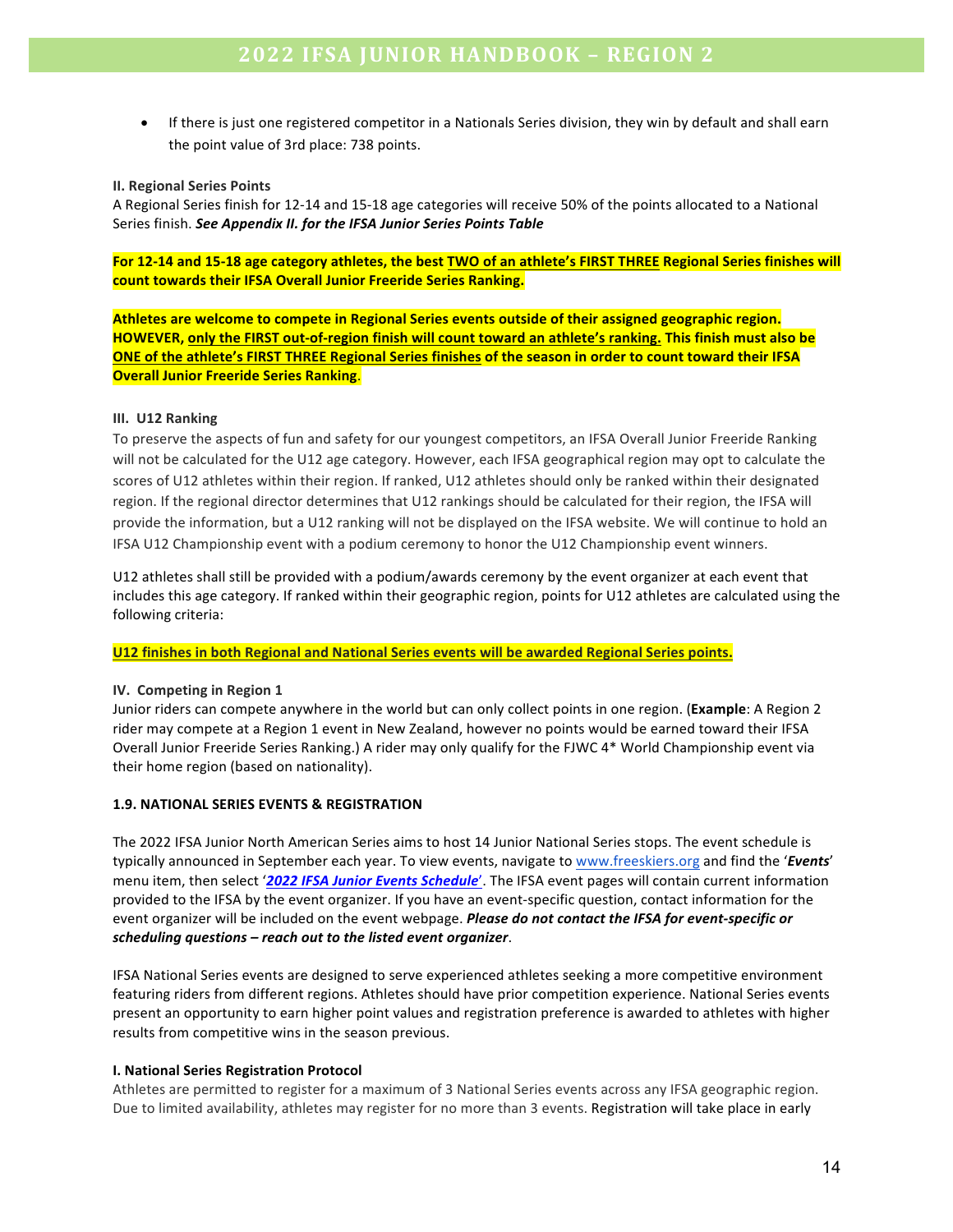- If there is just one registered competitor in a Nationals Series division, they win by default and shall earn the point value of 3rd place: 738 points.

**II. Regional Series Points**

A Regional Series finish for 12-14 and 15-18 age categories will receive 50% of the points allocated to a National Series finish. ***See Appendix II. for the IFSA Junior Series Points Table***

**For 12-14 and 15-18 age category athletes, the best <u>TWO of an athlete's FIRST THREE</u> Regional Series finishes will count towards their IFSA Overall Junior Freeride Series Ranking.**

**Athletes are welcome to compete in Regional Series events outside of their assigned geographic region. HOWEVER, <u>only the FIRST out-of-region finish will count toward an athlete's ranking.</u> This finish must also be <u>ONE of the athlete's FIRST THREE Regional Series finishes</u> of the season in order to count toward their IFSA Overall Junior Freeride Series Ranking.**

**III. U12 Ranking**

To preserve the aspects of fun and safety for our youngest competitors, an IFSA Overall Junior Freeride Ranking will not be calculated for the U12 age category. However, each IFSA geographical region may opt to calculate the scores of U12 athletes within their region. If ranked, U12 athletes should only be ranked within their designated region. If the regional director determines that U12 rankings should be calculated for their region, the IFSA will provide the information, but a U12 ranking will not be displayed on the IFSA website. We will continue to hold an IFSA U12 Championship event with a podium ceremony to honor the U12 Championship event winners.

U12 athletes shall still be provided with a podium/awards ceremony by the event organizer at each event that includes this age category. If ranked within their geographic region, points for U12 athletes are calculated using the following criteria:

**<u>U12 finishes in both Regional and National Series events will be awarded Regional Series points.</u>**

**IV. Competing in Region 1**

Junior riders can compete anywhere in the world but can only collect points in one region. (**Example**: A Region 2 rider may compete at a Region 1 event in New Zealand, however no points would be earned toward their IFSA Overall Junior Freeride Series Ranking.) A rider may only qualify for the FJWC 4* World Championship event via their home region (based on nationality).

**1.9. NATIONAL SERIES EVENTS & REGISTRATION**

The 2022 IFSA Junior North American Series aims to host 14 Junior National Series stops. The event schedule is typically announced in September each year. To view events, navigate to www.freeskiers.org and find the '***Events***' menu item, then select '***2022 IFSA Junior Events Schedule***'. The IFSA event pages will contain current information provided to the IFSA by the event organizer. If you have an event-specific question, contact information for the event organizer will be included on the event webpage. ***Please do not contact the IFSA for event-specific or scheduling questions – reach out to the listed event organizer***.

IFSA National Series events are designed to serve experienced athletes seeking a more competitive environment featuring riders from different regions. Athletes should have prior competition experience. National Series events present an opportunity to earn higher point values and registration preference is awarded to athletes with higher results from competitive wins in the season previous.

**I. National Series Registration Protocol**

Athletes are permitted to register for a maximum of 3 National Series events across any IFSA geographic region. Due to limited availability, athletes may register for no more than 3 events. Registration will take place in early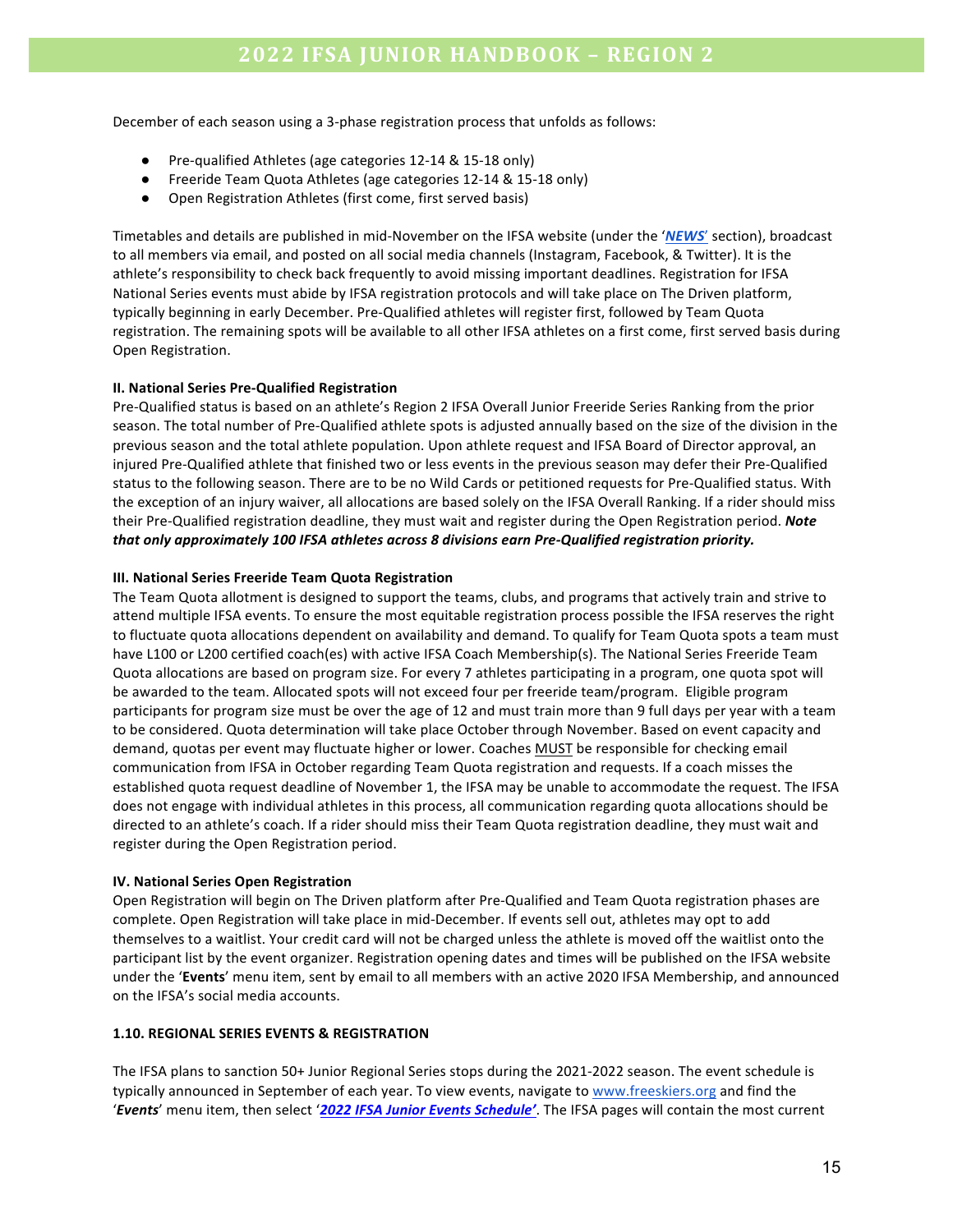December of each season using a 3-phase registration process that unfolds as follows:

- Pre-qualified Athletes (age categories 12-14 & 15-18 only)
- Freeride Team Quota Athletes (age categories 12-14 & 15-18 only)
- Open Registration Athletes (first come, first served basis)

Timetables and details are published in mid-November on the IFSA website (under the '***NEWS***' section), broadcast to all members via email, and posted on all social media channels (Instagram, Facebook, & Twitter). It is the athlete's responsibility to check back frequently to avoid missing important deadlines. Registration for IFSA National Series events must abide by IFSA registration protocols and will take place on The Driven platform, typically beginning in early December. Pre-Qualified athletes will register first, followed by Team Quota registration. The remaining spots will be available to all other IFSA athletes on a first come, first served basis during Open Registration.

**II. National Series Pre-Qualified Registration**

Pre-Qualified status is based on an athlete's Region 2 IFSA Overall Junior Freeride Series Ranking from the prior season. The total number of Pre-Qualified athlete spots is adjusted annually based on the size of the division in the previous season and the total athlete population. Upon athlete request and IFSA Board of Director approval, an injured Pre-Qualified athlete that finished two or less events in the previous season may defer their Pre-Qualified status to the following season. There are to be no Wild Cards or petitioned requests for Pre-Qualified status. With the exception of an injury waiver, all allocations are based solely on the IFSA Overall Ranking. If a rider should miss their Pre-Qualified registration deadline, they must wait and register during the Open Registration period. ***Note that only approximately 100 IFSA athletes across 8 divisions earn Pre-Qualified registration priority.***

**III. National Series Freeride Team Quota Registration**

The Team Quota allotment is designed to support the teams, clubs, and programs that actively train and strive to attend multiple IFSA events. To ensure the most equitable registration process possible the IFSA reserves the right to fluctuate quota allocations dependent on availability and demand. To qualify for Team Quota spots a team must have L100 or L200 certified coach(es) with active IFSA Coach Membership(s). The National Series Freeride Team Quota allocations are based on program size. For every 7 athletes participating in a program, one quota spot will be awarded to the team. Allocated spots will not exceed four per freeride team/program. Eligible program participants for program size must be over the age of 12 and must train more than 9 full days per year with a team to be considered. Quota determination will take place October through November. Based on event capacity and demand, quotas per event may fluctuate higher or lower. Coaches MUST be responsible for checking email communication from IFSA in October regarding Team Quota registration and requests. If a coach misses the established quota request deadline of November 1, the IFSA may be unable to accommodate the request. The IFSA does not engage with individual athletes in this process, all communication regarding quota allocations should be directed to an athlete's coach. If a rider should miss their Team Quota registration deadline, they must wait and register during the Open Registration period.

**IV. National Series Open Registration**

Open Registration will begin on The Driven platform after Pre-Qualified and Team Quota registration phases are complete. Open Registration will take place in mid-December. If events sell out, athletes may opt to add themselves to a waitlist. Your credit card will not be charged unless the athlete is moved off the waitlist onto the participant list by the event organizer. Registration opening dates and times will be published on the IFSA website under the '**Events**' menu item, sent by email to all members with an active 2020 IFSA Membership, and announced on the IFSA's social media accounts.

**1.10. REGIONAL SERIES EVENTS & REGISTRATION**

The IFSA plans to sanction 50+ Junior Regional Series stops during the 2021-2022 season. The event schedule is typically announced in September of each year. To view events, navigate to www.freeskiers.org and find the '***Events***' menu item, then select '***2022 IFSA Junior Events Schedule'***. The IFSA pages will contain the most current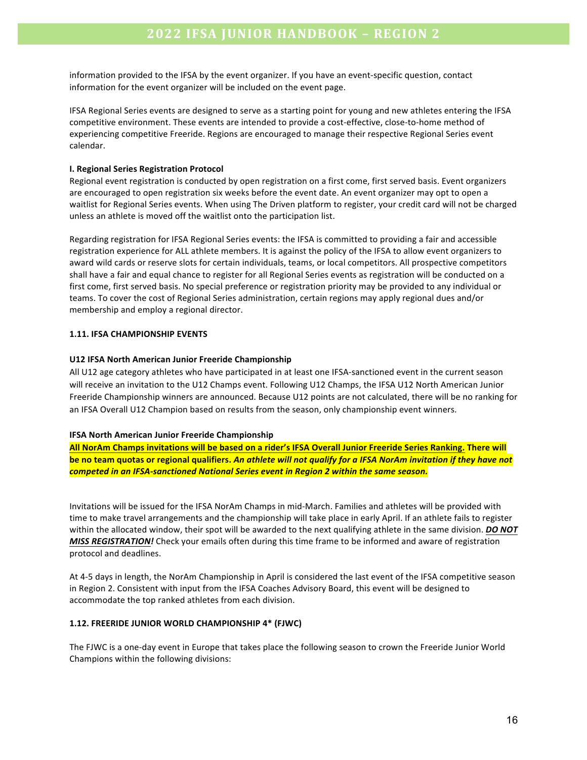information provided to the IFSA by the event organizer. If you have an event-specific question, contact information for the event organizer will be included on the event page.

IFSA Regional Series events are designed to serve as a starting point for young and new athletes entering the IFSA competitive environment. These events are intended to provide a cost-effective, close-to-home method of experiencing competitive Freeride. Regions are encouraged to manage their respective Regional Series event calendar.

**I. Regional Series Registration Protocol**

Regional event registration is conducted by open registration on a first come, first served basis. Event organizers are encouraged to open registration six weeks before the event date. An event organizer may opt to open a waitlist for Regional Series events. When using The Driven platform to register, your credit card will not be charged unless an athlete is moved off the waitlist onto the participation list.

Regarding registration for IFSA Regional Series events: the IFSA is committed to providing a fair and accessible registration experience for ALL athlete members. It is against the policy of the IFSA to allow event organizers to award wild cards or reserve slots for certain individuals, teams, or local competitors. All prospective competitors shall have a fair and equal chance to register for all Regional Series events as registration will be conducted on a first come, first served basis. No special preference or registration priority may be provided to any individual or teams. To cover the cost of Regional Series administration, certain regions may apply regional dues and/or membership and employ a regional director.

### 1.11. IFSA CHAMPIONSHIP EVENTS

**U12 IFSA North American Junior Freeride Championship**

All U12 age category athletes who have participated in at least one IFSA-sanctioned event in the current season will receive an invitation to the U12 Champs event. Following U12 Champs, the IFSA U12 North American Junior Freeride Championship winners are announced. Because U12 points are not calculated, there will be no ranking for an IFSA Overall U12 Champion based on results from the season, only championship event winners.

**IFSA North American Junior Freeride Championship**

**All NorAm Champs invitations will be based on a rider's IFSA Overall Junior Freeride Series Ranking. There will be no team quotas or regional qualifiers.** ***An athlete will not qualify for a IFSA NorAm invitation if they have not competed in an IFSA-sanctioned National Series event in Region 2 within the same season.***

Invitations will be issued for the IFSA NorAm Champs in mid-March. Families and athletes will be provided with time to make travel arrangements and the championship will take place in early April. If an athlete fails to register within the allocated window, their spot will be awarded to the next qualifying athlete in the same division. ***DO NOT MISS REGISTRATION!*** Check your emails often during this time frame to be informed and aware of registration protocol and deadlines.

At 4-5 days in length, the NorAm Championship in April is considered the last event of the IFSA competitive season in Region 2. Consistent with input from the IFSA Coaches Advisory Board, this event will be designed to accommodate the top ranked athletes from each division.

### 1.12. FREERIDE JUNIOR WORLD CHAMPIONSHIP 4* (FJWC)

The FJWC is a one-day event in Europe that takes place the following season to crown the Freeride Junior World Champions within the following divisions: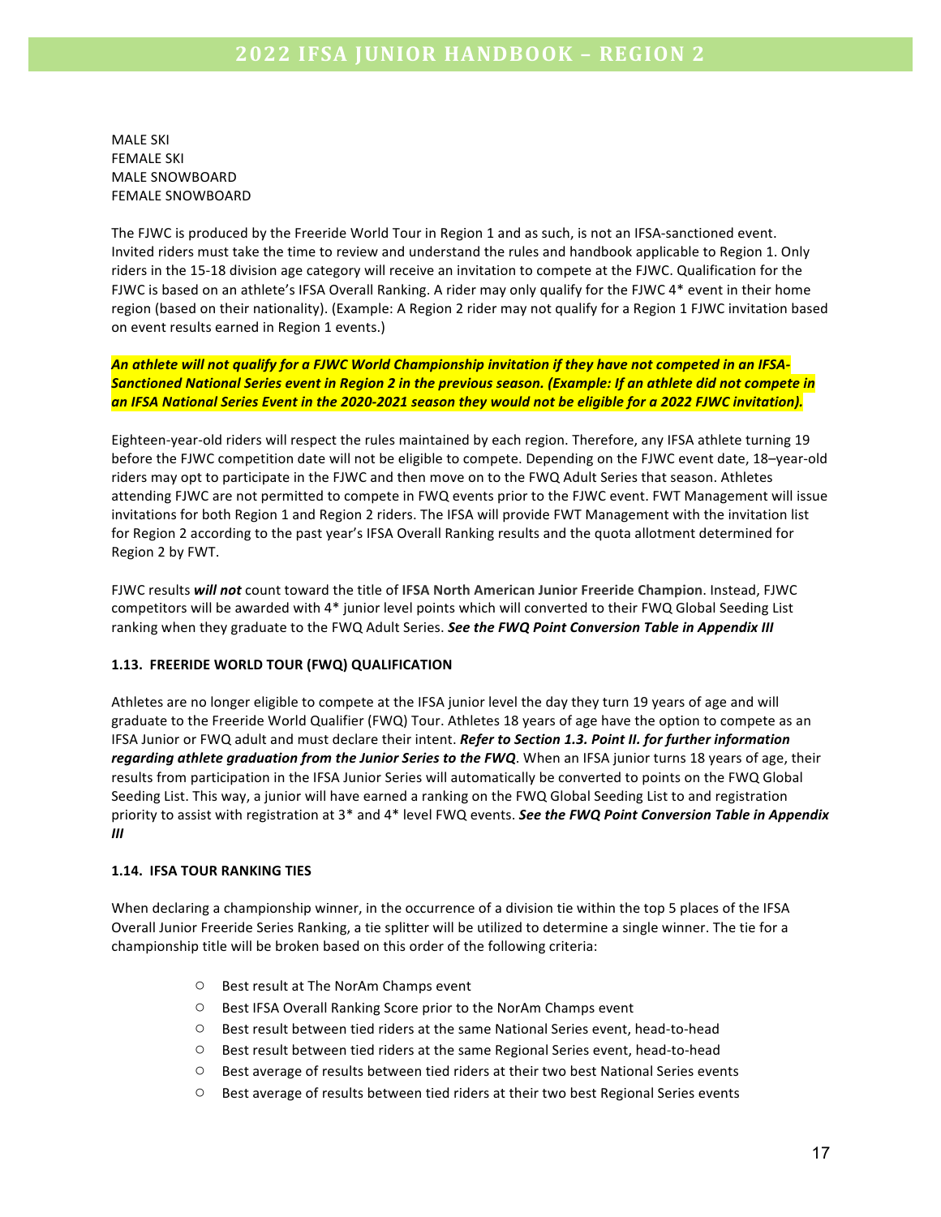MALE SKI
FEMALE SKI
MALE SNOWBOARD
FEMALE SNOWBOARD

The FJWC is produced by the Freeride World Tour in Region 1 and as such, is not an IFSA-sanctioned event. Invited riders must take the time to review and understand the rules and handbook applicable to Region 1. Only riders in the 15-18 division age category will receive an invitation to compete at the FJWC. Qualification for the FJWC is based on an athlete's IFSA Overall Ranking. A rider may only qualify for the FJWC 4* event in their home region (based on their nationality). (Example: A Region 2 rider may not qualify for a Region 1 FJWC invitation based on event results earned in Region 1 events.)

***An athlete will not qualify for a FJWC World Championship invitation if they have not competed in an IFSA-Sanctioned National Series event in Region 2 in the previous season. (Example: If an athlete did not compete in an IFSA National Series Event in the 2020-2021 season they would not be eligible for a 2022 FJWC invitation).***

Eighteen-year-old riders will respect the rules maintained by each region. Therefore, any IFSA athlete turning 19 before the FJWC competition date will not be eligible to compete. Depending on the FJWC event date, 18–year-old riders may opt to participate in the FJWC and then move on to the FWQ Adult Series that season. Athletes attending FJWC are not permitted to compete in FWQ events prior to the FJWC event. FWT Management will issue invitations for both Region 1 and Region 2 riders. The IFSA will provide FWT Management with the invitation list for Region 2 according to the past year's IFSA Overall Ranking results and the quota allotment determined for Region 2 by FWT.

FJWC results ***will not*** count toward the title of **IFSA North American Junior Freeride Champion**. Instead, FJWC competitors will be awarded with 4* junior level points which will converted to their FWQ Global Seeding List ranking when they graduate to the FWQ Adult Series. ***See the FWQ Point Conversion Table in Appendix III***

### 1.13. FREERIDE WORLD TOUR (FWQ) QUALIFICATION

Athletes are no longer eligible to compete at the IFSA junior level the day they turn 19 years of age and will graduate to the Freeride World Qualifier (FWQ) Tour. Athletes 18 years of age have the option to compete as an IFSA Junior or FWQ adult and must declare their intent. ***Refer to Section 1.3. Point II. for further information regarding athlete graduation from the Junior Series to the FWQ***. When an IFSA junior turns 18 years of age, their results from participation in the IFSA Junior Series will automatically be converted to points on the FWQ Global Seeding List. This way, a junior will have earned a ranking on the FWQ Global Seeding List to and registration priority to assist with registration at 3* and 4* level FWQ events. ***See the FWQ Point Conversion Table in Appendix III***

### 1.14. IFSA TOUR RANKING TIES

When declaring a championship winner, in the occurrence of a division tie within the top 5 places of the IFSA Overall Junior Freeride Series Ranking, a tie splitter will be utilized to determine a single winner. The tie for a championship title will be broken based on this order of the following criteria:

- Best result at The NorAm Champs event
- Best IFSA Overall Ranking Score prior to the NorAm Champs event
- Best result between tied riders at the same National Series event, head-to-head
- Best result between tied riders at the same Regional Series event, head-to-head
- Best average of results between tied riders at their two best National Series events
- Best average of results between tied riders at their two best Regional Series events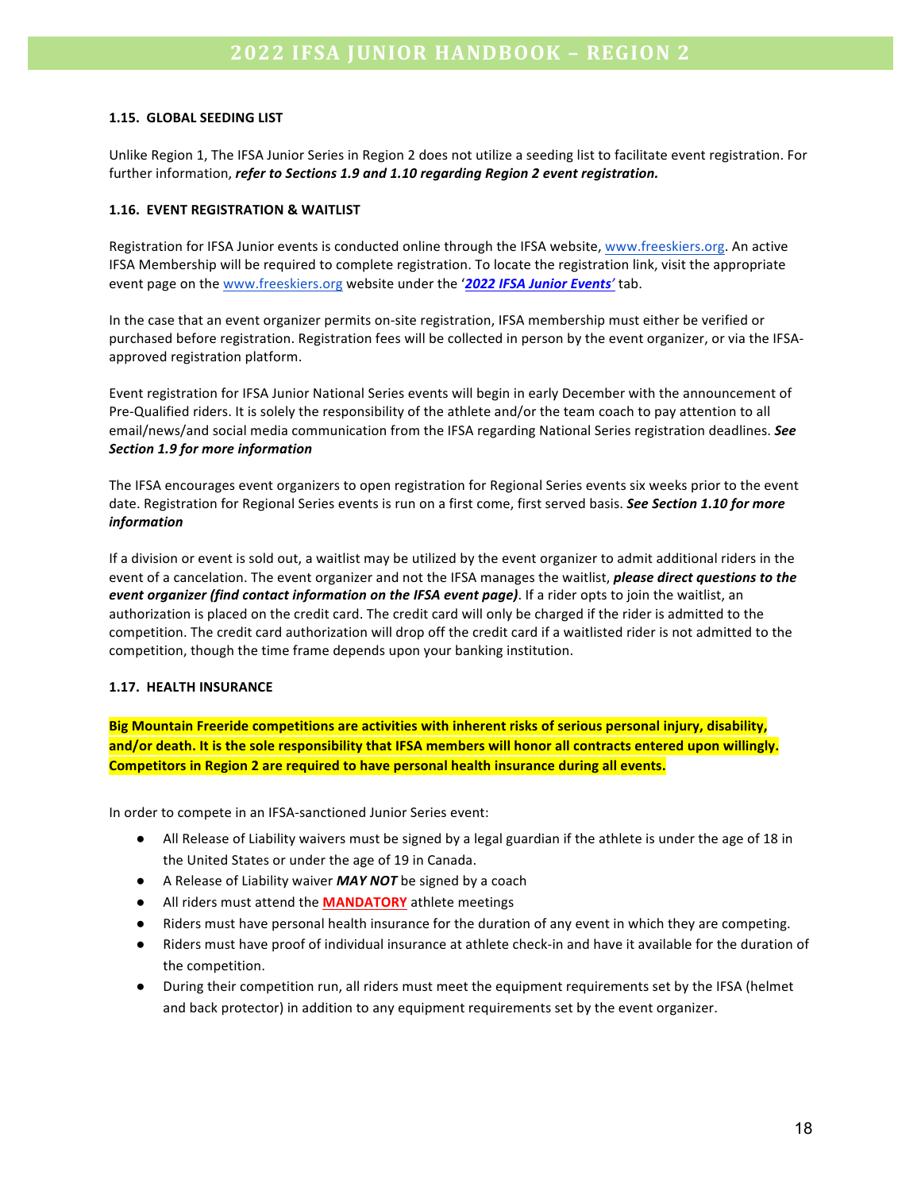### 1.15. GLOBAL SEEDING LIST

Unlike Region 1, The IFSA Junior Series in Region 2 does not utilize a seeding list to facilitate event registration. For further information, ***refer to Sections 1.9 and 1.10 regarding Region 2 event registration.***

### 1.16. EVENT REGISTRATION & WAITLIST

Registration for IFSA Junior events is conducted online through the IFSA website, www.freeskiers.org. An active IFSA Membership will be required to complete registration. To locate the registration link, visit the appropriate event page on the www.freeskiers.org website under the '***2022 IFSA Junior Events***' tab.

In the case that an event organizer permits on-site registration, IFSA membership must either be verified or purchased before registration. Registration fees will be collected in person by the event organizer, or via the IFSA-approved registration platform.

Event registration for IFSA Junior National Series events will begin in early December with the announcement of Pre-Qualified riders. It is solely the responsibility of the athlete and/or the team coach to pay attention to all email/news/and social media communication from the IFSA regarding National Series registration deadlines. ***See Section 1.9 for more information***

The IFSA encourages event organizers to open registration for Regional Series events six weeks prior to the event date. Registration for Regional Series events is run on a first come, first served basis. ***See Section 1.10 for more information***

If a division or event is sold out, a waitlist may be utilized by the event organizer to admit additional riders in the event of a cancelation. The event organizer and not the IFSA manages the waitlist, ***please direct questions to the event organizer (find contact information on the IFSA event page)***. If a rider opts to join the waitlist, an authorization is placed on the credit card. The credit card will only be charged if the rider is admitted to the competition. The credit card authorization will drop off the credit card if a waitlisted rider is not admitted to the competition, though the time frame depends upon your banking institution.

### 1.17. HEALTH INSURANCE

**Big Mountain Freeride competitions are activities with inherent risks of serious personal injury, disability, and/or death. It is the sole responsibility that IFSA members will honor all contracts entered upon willingly. Competitors in Region 2 are required to have personal health insurance during all events.**

In order to compete in an IFSA-sanctioned Junior Series event:

- All Release of Liability waivers must be signed by a legal guardian if the athlete is under the age of 18 in the United States or under the age of 19 in Canada.
- A Release of Liability waiver ***MAY NOT*** be signed by a coach
- All riders must attend the **MANDATORY** athlete meetings
- Riders must have personal health insurance for the duration of any event in which they are competing.
- Riders must have proof of individual insurance at athlete check-in and have it available for the duration of the competition.
- During their competition run, all riders must meet the equipment requirements set by the IFSA (helmet and back protector) in addition to any equipment requirements set by the event organizer.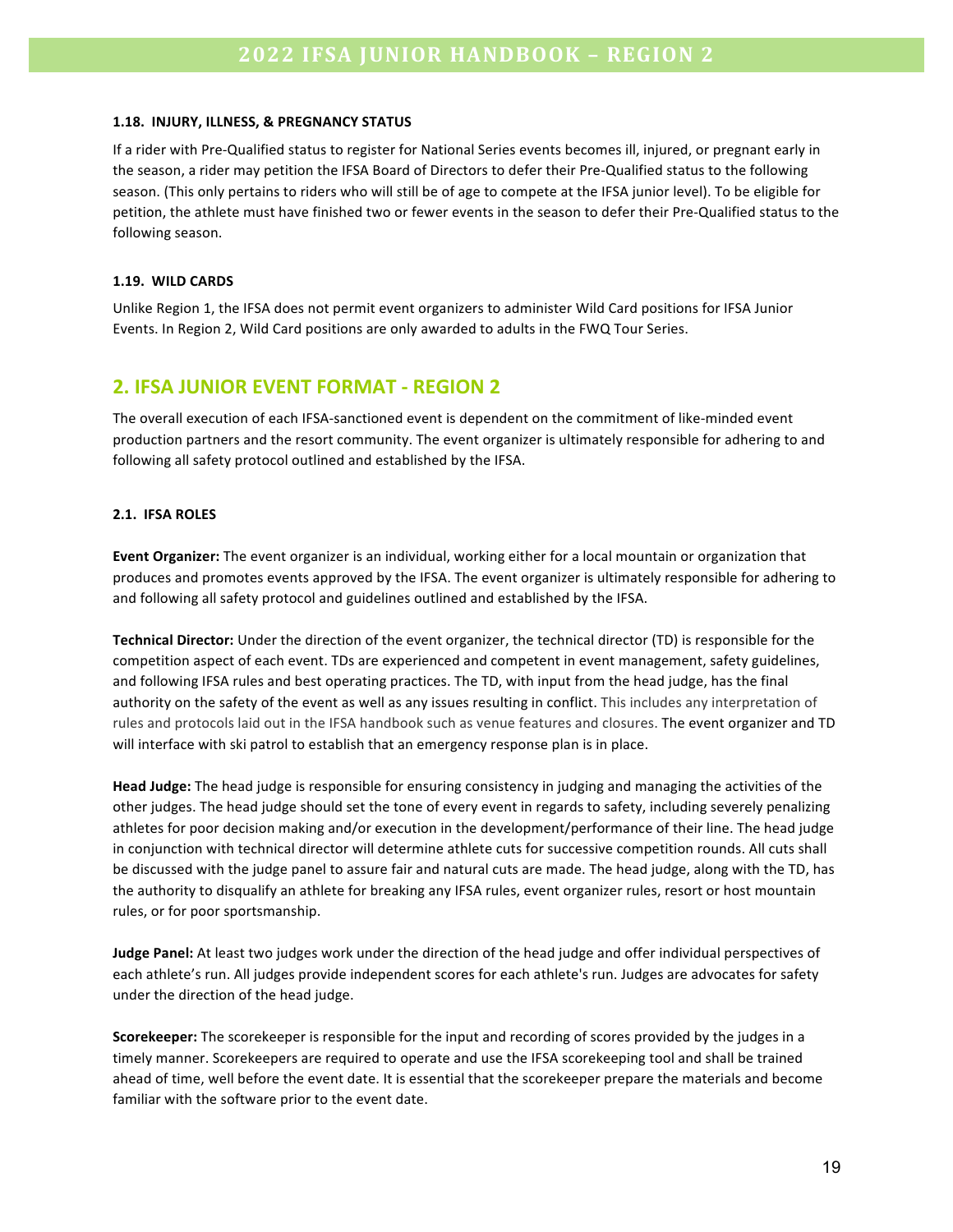#### 1.18. INJURY, ILLNESS, & PREGNANCY STATUS

If a rider with Pre-Qualified status to register for National Series events becomes ill, injured, or pregnant early in the season, a rider may petition the IFSA Board of Directors to defer their Pre-Qualified status to the following season. (This only pertains to riders who will still be of age to compete at the IFSA junior level). To be eligible for petition, the athlete must have finished two or fewer events in the season to defer their Pre-Qualified status to the following season.

#### 1.19. WILD CARDS

Unlike Region 1, the IFSA does not permit event organizers to administer Wild Card positions for IFSA Junior Events. In Region 2, Wild Card positions are only awarded to adults in the FWQ Tour Series.

## 2. IFSA JUNIOR EVENT FORMAT - REGION 2

The overall execution of each IFSA-sanctioned event is dependent on the commitment of like-minded event production partners and the resort community. The event organizer is ultimately responsible for adhering to and following all safety protocol outlined and established by the IFSA.

#### 2.1. IFSA ROLES

**Event Organizer:** The event organizer is an individual, working either for a local mountain or organization that produces and promotes events approved by the IFSA. The event organizer is ultimately responsible for adhering to and following all safety protocol and guidelines outlined and established by the IFSA.

**Technical Director:** Under the direction of the event organizer, the technical director (TD) is responsible for the competition aspect of each event. TDs are experienced and competent in event management, safety guidelines, and following IFSA rules and best operating practices. The TD, with input from the head judge, has the final authority on the safety of the event as well as any issues resulting in conflict. This includes any interpretation of rules and protocols laid out in the IFSA handbook such as venue features and closures. The event organizer and TD will interface with ski patrol to establish that an emergency response plan is in place.

**Head Judge:** The head judge is responsible for ensuring consistency in judging and managing the activities of the other judges. The head judge should set the tone of every event in regards to safety, including severely penalizing athletes for poor decision making and/or execution in the development/performance of their line. The head judge in conjunction with technical director will determine athlete cuts for successive competition rounds. All cuts shall be discussed with the judge panel to assure fair and natural cuts are made. The head judge, along with the TD, has the authority to disqualify an athlete for breaking any IFSA rules, event organizer rules, resort or host mountain rules, or for poor sportsmanship.

**Judge Panel:** At least two judges work under the direction of the head judge and offer individual perspectives of each athlete's run. All judges provide independent scores for each athlete's run. Judges are advocates for safety under the direction of the head judge.

**Scorekeeper:** The scorekeeper is responsible for the input and recording of scores provided by the judges in a timely manner. Scorekeepers are required to operate and use the IFSA scorekeeping tool and shall be trained ahead of time, well before the event date. It is essential that the scorekeeper prepare the materials and become familiar with the software prior to the event date.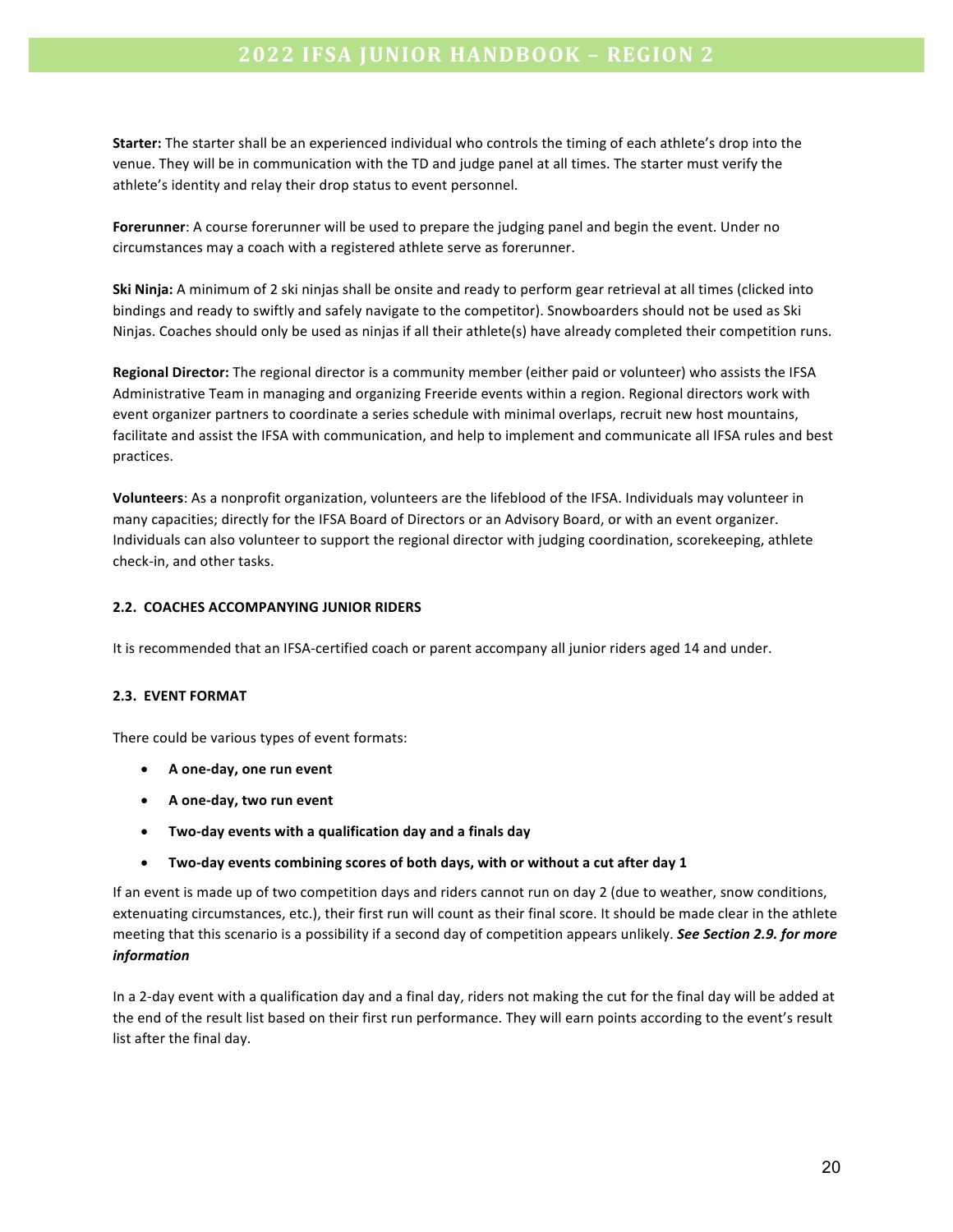**Starter:** The starter shall be an experienced individual who controls the timing of each athlete's drop into the venue. They will be in communication with the TD and judge panel at all times. The starter must verify the athlete's identity and relay their drop status to event personnel.

**Forerunner**: A course forerunner will be used to prepare the judging panel and begin the event. Under no circumstances may a coach with a registered athlete serve as forerunner.

**Ski Ninja:** A minimum of 2 ski ninjas shall be onsite and ready to perform gear retrieval at all times (clicked into bindings and ready to swiftly and safely navigate to the competitor). Snowboarders should not be used as Ski Ninjas. Coaches should only be used as ninjas if all their athlete(s) have already completed their competition runs.

**Regional Director:** The regional director is a community member (either paid or volunteer) who assists the IFSA Administrative Team in managing and organizing Freeride events within a region. Regional directors work with event organizer partners to coordinate a series schedule with minimal overlaps, recruit new host mountains, facilitate and assist the IFSA with communication, and help to implement and communicate all IFSA rules and best practices.

**Volunteers**: As a nonprofit organization, volunteers are the lifeblood of the IFSA. Individuals may volunteer in many capacities; directly for the IFSA Board of Directors or an Advisory Board, or with an event organizer. Individuals can also volunteer to support the regional director with judging coordination, scorekeeping, athlete check-in, and other tasks.

### 2.2. COACHES ACCOMPANYING JUNIOR RIDERS

It is recommended that an IFSA-certified coach or parent accompany all junior riders aged 14 and under.

### 2.3. EVENT FORMAT

There could be various types of event formats:

- **A one-day, one run event**
- **A one-day, two run event**
- **Two-day events with a qualification day and a finals day**
- **Two-day events combining scores of both days, with or without a cut after day 1**

If an event is made up of two competition days and riders cannot run on day 2 (due to weather, snow conditions, extenuating circumstances, etc.), their first run will count as their final score. It should be made clear in the athlete meeting that this scenario is a possibility if a second day of competition appears unlikely. ***See Section 2.9. for more information***

In a 2-day event with a qualification day and a final day, riders not making the cut for the final day will be added at the end of the result list based on their first run performance. They will earn points according to the event's result list after the final day.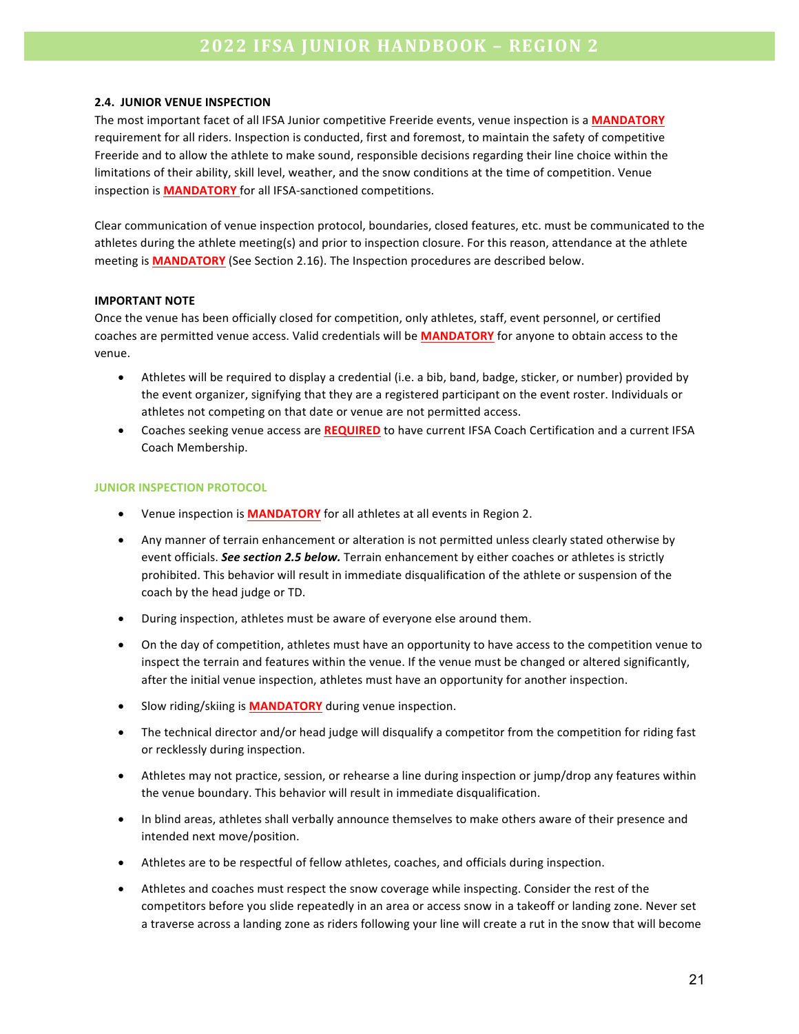### 2.4. JUNIOR VENUE INSPECTION

The most important facet of all IFSA Junior competitive Freeride events, venue inspection is a **MANDATORY** requirement for all riders. Inspection is conducted, first and foremost, to maintain the safety of competitive Freeride and to allow the athlete to make sound, responsible decisions regarding their line choice within the limitations of their ability, skill level, weather, and the snow conditions at the time of competition. Venue inspection is **MANDATORY** for all IFSA-sanctioned competitions.

Clear communication of venue inspection protocol, boundaries, closed features, etc. must be communicated to the athletes during the athlete meeting(s) and prior to inspection closure. For this reason, attendance at the athlete meeting is **MANDATORY** (See Section 2.16). The Inspection procedures are described below.

**IMPORTANT NOTE**

Once the venue has been officially closed for competition, only athletes, staff, event personnel, or certified coaches are permitted venue access. Valid credentials will be **MANDATORY** for anyone to obtain access to the venue.

- Athletes will be required to display a credential (i.e. a bib, band, badge, sticker, or number) provided by the event organizer, signifying that they are a registered participant on the event roster. Individuals or athletes not competing on that date or venue are not permitted access.
- Coaches seeking venue access are **REQUIRED** to have current IFSA Coach Certification and a current IFSA Coach Membership.

#### JUNIOR INSPECTION PROTOCOL

- Venue inspection is **MANDATORY** for all athletes at all events in Region 2.
- Any manner of terrain enhancement or alteration is not permitted unless clearly stated otherwise by event officials. ***See section 2.5 below.*** Terrain enhancement by either coaches or athletes is strictly prohibited. This behavior will result in immediate disqualification of the athlete or suspension of the coach by the head judge or TD.
- During inspection, athletes must be aware of everyone else around them.
- On the day of competition, athletes must have an opportunity to have access to the competition venue to inspect the terrain and features within the venue. If the venue must be changed or altered significantly, after the initial venue inspection, athletes must have an opportunity for another inspection.
- Slow riding/skiing is **MANDATORY** during venue inspection.
- The technical director and/or head judge will disqualify a competitor from the competition for riding fast or recklessly during inspection.
- Athletes may not practice, session, or rehearse a line during inspection or jump/drop any features within the venue boundary. This behavior will result in immediate disqualification.
- In blind areas, athletes shall verbally announce themselves to make others aware of their presence and intended next move/position.
- Athletes are to be respectful of fellow athletes, coaches, and officials during inspection.
- Athletes and coaches must respect the snow coverage while inspecting. Consider the rest of the competitors before you slide repeatedly in an area or access snow in a takeoff or landing zone. Never set a traverse across a landing zone as riders following your line will create a rut in the snow that will become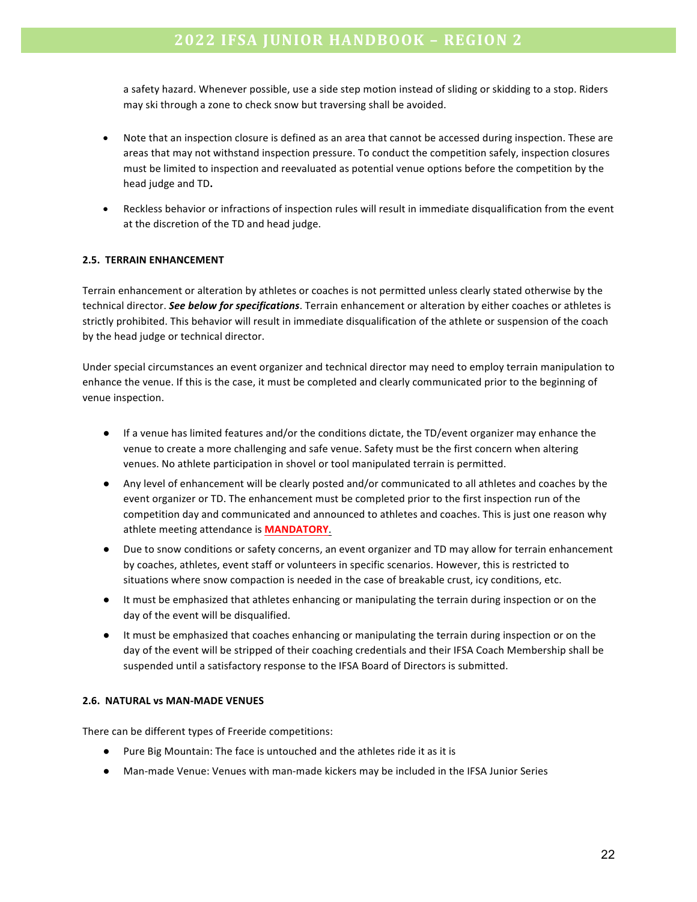a safety hazard. Whenever possible, use a side step motion instead of sliding or skidding to a stop. Riders may ski through a zone to check snow but traversing shall be avoided.

- Note that an inspection closure is defined as an area that cannot be accessed during inspection. These are areas that may not withstand inspection pressure. To conduct the competition safely, inspection closures must be limited to inspection and reevaluated as potential venue options before the competition by the head judge and TD**.**
- Reckless behavior or infractions of inspection rules will result in immediate disqualification from the event at the discretion of the TD and head judge.

### 2.5. TERRAIN ENHANCEMENT

Terrain enhancement or alteration by athletes or coaches is not permitted unless clearly stated otherwise by the technical director. ***See below for specifications***. Terrain enhancement or alteration by either coaches or athletes is strictly prohibited. This behavior will result in immediate disqualification of the athlete or suspension of the coach by the head judge or technical director.

Under special circumstances an event organizer and technical director may need to employ terrain manipulation to enhance the venue. If this is the case, it must be completed and clearly communicated prior to the beginning of venue inspection.

- If a venue has limited features and/or the conditions dictate, the TD/event organizer may enhance the venue to create a more challenging and safe venue. Safety must be the first concern when altering venues. No athlete participation in shovel or tool manipulated terrain is permitted.
- Any level of enhancement will be clearly posted and/or communicated to all athletes and coaches by the event organizer or TD. The enhancement must be completed prior to the first inspection run of the competition day and communicated and announced to athletes and coaches. This is just one reason why athlete meeting attendance is **MANDATORY**.
- Due to snow conditions or safety concerns, an event organizer and TD may allow for terrain enhancement by coaches, athletes, event staff or volunteers in specific scenarios. However, this is restricted to situations where snow compaction is needed in the case of breakable crust, icy conditions, etc.
- It must be emphasized that athletes enhancing or manipulating the terrain during inspection or on the day of the event will be disqualified.
- It must be emphasized that coaches enhancing or manipulating the terrain during inspection or on the day of the event will be stripped of their coaching credentials and their IFSA Coach Membership shall be suspended until a satisfactory response to the IFSA Board of Directors is submitted.

### 2.6. NATURAL vs MAN-MADE VENUES

There can be different types of Freeride competitions:

- Pure Big Mountain: The face is untouched and the athletes ride it as it is
- Man-made Venue: Venues with man-made kickers may be included in the IFSA Junior Series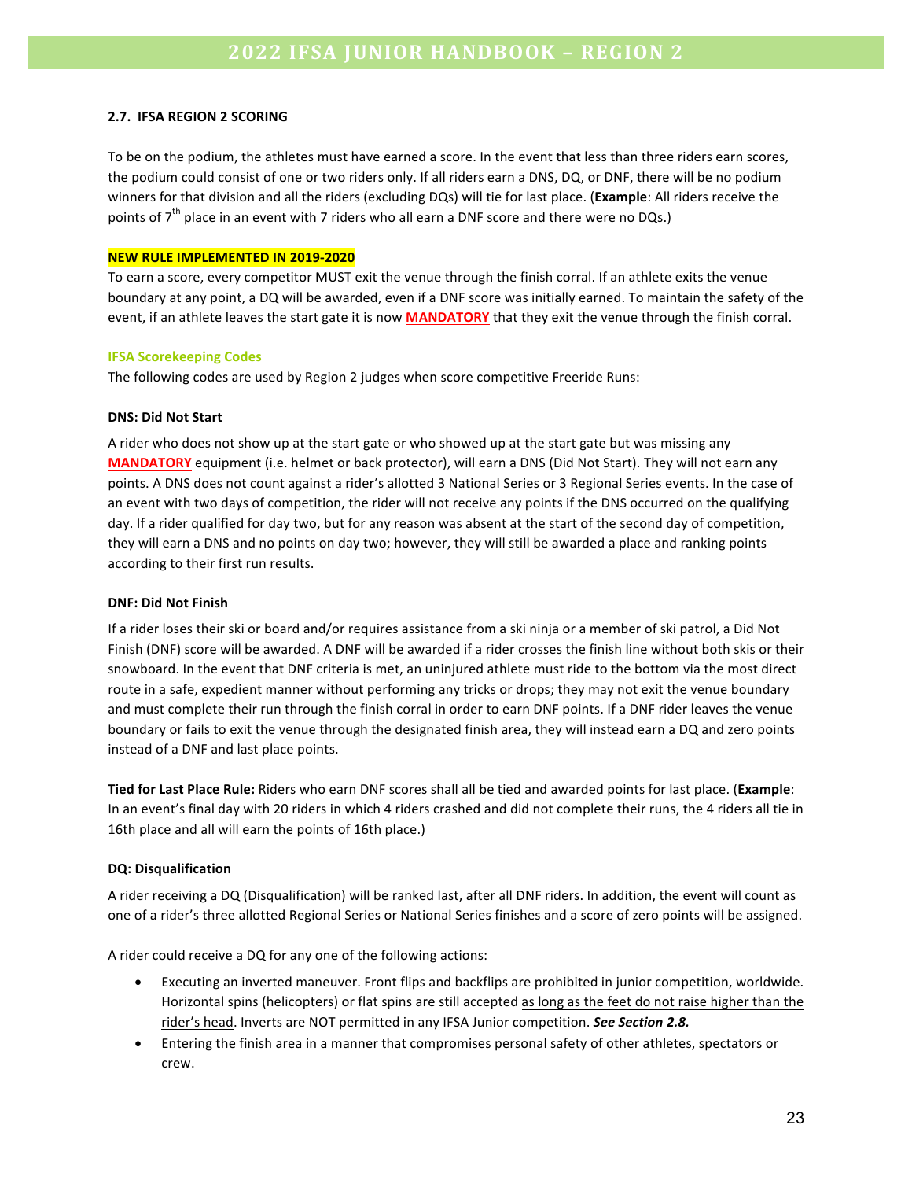### 2.7. IFSA REGION 2 SCORING

To be on the podium, the athletes must have earned a score. In the event that less than three riders earn scores, the podium could consist of one or two riders only. If all riders earn a DNS, DQ, or DNF, there will be no podium winners for that division and all the riders (excluding DQs) will tie for last place. (**Example**: All riders receive the points of 7th place in an event with 7 riders who all earn a DNF score and there were no DQs.)

**NEW RULE IMPLEMENTED IN 2019-2020**

To earn a score, every competitor MUST exit the venue through the finish corral. If an athlete exits the venue boundary at any point, a DQ will be awarded, even if a DNF score was initially earned. To maintain the safety of the event, if an athlete leaves the start gate it is now **MANDATORY** that they exit the venue through the finish corral.

**IFSA Scorekeeping Codes**

The following codes are used by Region 2 judges when score competitive Freeride Runs:

**DNS: Did Not Start**

A rider who does not show up at the start gate or who showed up at the start gate but was missing any **MANDATORY** equipment (i.e. helmet or back protector), will earn a DNS (Did Not Start). They will not earn any points. A DNS does not count against a rider's allotted 3 National Series or 3 Regional Series events. In the case of an event with two days of competition, the rider will not receive any points if the DNS occurred on the qualifying day. If a rider qualified for day two, but for any reason was absent at the start of the second day of competition, they will earn a DNS and no points on day two; however, they will still be awarded a place and ranking points according to their first run results.

**DNF: Did Not Finish**

If a rider loses their ski or board and/or requires assistance from a ski ninja or a member of ski patrol, a Did Not Finish (DNF) score will be awarded. A DNF will be awarded if a rider crosses the finish line without both skis or their snowboard. In the event that DNF criteria is met, an uninjured athlete must ride to the bottom via the most direct route in a safe, expedient manner without performing any tricks or drops; they may not exit the venue boundary and must complete their run through the finish corral in order to earn DNF points. If a DNF rider leaves the venue boundary or fails to exit the venue through the designated finish area, they will instead earn a DQ and zero points instead of a DNF and last place points.

**Tied for Last Place Rule:** Riders who earn DNF scores shall all be tied and awarded points for last place. (**Example**: In an event's final day with 20 riders in which 4 riders crashed and did not complete their runs, the 4 riders all tie in 16th place and all will earn the points of 16th place.)

**DQ: Disqualification**

A rider receiving a DQ (Disqualification) will be ranked last, after all DNF riders. In addition, the event will count as one of a rider's three allotted Regional Series or National Series finishes and a score of zero points will be assigned.

A rider could receive a DQ for any one of the following actions:

- Executing an inverted maneuver. Front flips and backflips are prohibited in junior competition, worldwide. Horizontal spins (helicopters) or flat spins are still accepted as long as the feet do not raise higher than the rider's head. Inverts are NOT permitted in any IFSA Junior competition. ***See Section 2.8.***
- Entering the finish area in a manner that compromises personal safety of other athletes, spectators or crew.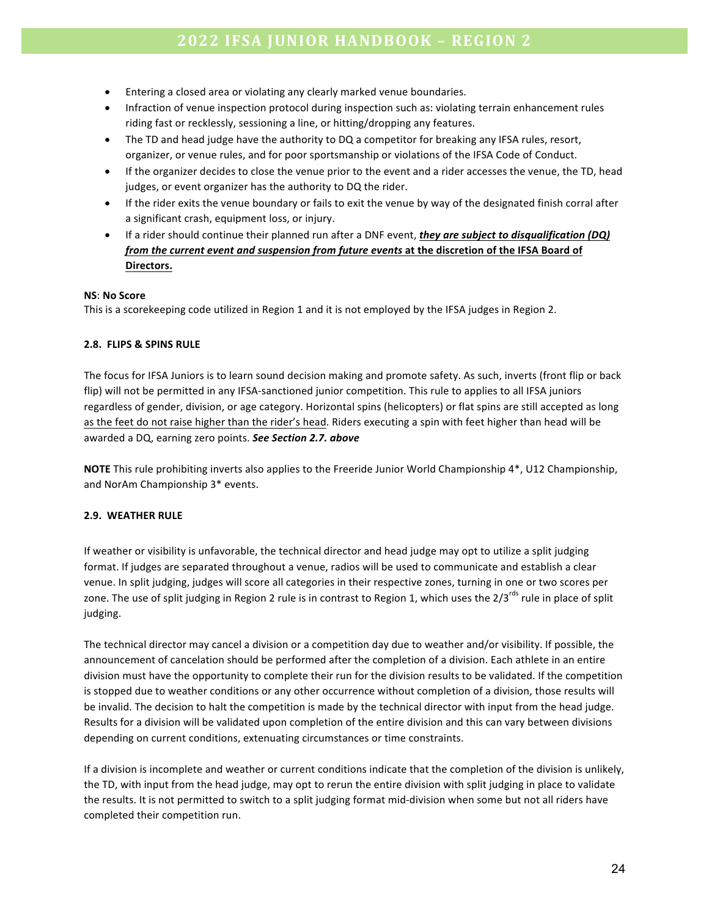- Entering a closed area or violating any clearly marked venue boundaries.
- Infraction of venue inspection protocol during inspection such as: violating terrain enhancement rules riding fast or recklessly, sessioning a line, or hitting/dropping any features.
- The TD and head judge have the authority to DQ a competitor for breaking any IFSA rules, resort, organizer, or venue rules, and for poor sportsmanship or violations of the IFSA Code of Conduct.
- If the organizer decides to close the venue prior to the event and a rider accesses the venue, the TD, head judges, or event organizer has the authority to DQ the rider.
- If the rider exits the venue boundary or fails to exit the venue by way of the designated finish corral after a significant crash, equipment loss, or injury.
- If a rider should continue their planned run after a DNF event, ***they are subject to disqualification (DQ) from the current event and suspension from future events*** **at the discretion of the IFSA Board of Directors.**

**NS**: **No Score**
This is a scorekeeping code utilized in Region 1 and it is not employed by the IFSA judges in Region 2.

### 2.8. FLIPS & SPINS RULE

The focus for IFSA Juniors is to learn sound decision making and promote safety. As such, inverts (front flip or back flip) will not be permitted in any IFSA-sanctioned junior competition. This rule to applies to all IFSA juniors regardless of gender, division, or age category. Horizontal spins (helicopters) or flat spins are still accepted as long as the feet do not raise higher than the rider's head. Riders executing a spin with feet higher than head will be awarded a DQ, earning zero points. ***See Section 2.7. above***

**NOTE** This rule prohibiting inverts also applies to the Freeride Junior World Championship 4*, U12 Championship, and NorAm Championship 3* events.

### 2.9. WEATHER RULE

If weather or visibility is unfavorable, the technical director and head judge may opt to utilize a split judging format. If judges are separated throughout a venue, radios will be used to communicate and establish a clear venue. In split judging, judges will score all categories in their respective zones, turning in one or two scores per zone. The use of split judging in Region 2 rule is in contrast to Region 1, which uses the 2/3^rds^ rule in place of split judging.

The technical director may cancel a division or a competition day due to weather and/or visibility. If possible, the announcement of cancelation should be performed after the completion of a division. Each athlete in an entire division must have the opportunity to complete their run for the division results to be validated. If the competition is stopped due to weather conditions or any other occurrence without completion of a division, those results will be invalid. The decision to halt the competition is made by the technical director with input from the head judge. Results for a division will be validated upon completion of the entire division and this can vary between divisions depending on current conditions, extenuating circumstances or time constraints.

If a division is incomplete and weather or current conditions indicate that the completion of the division is unlikely, the TD, with input from the head judge, may opt to rerun the entire division with split judging in place to validate the results. It is not permitted to switch to a split judging format mid-division when some but not all riders have completed their competition run.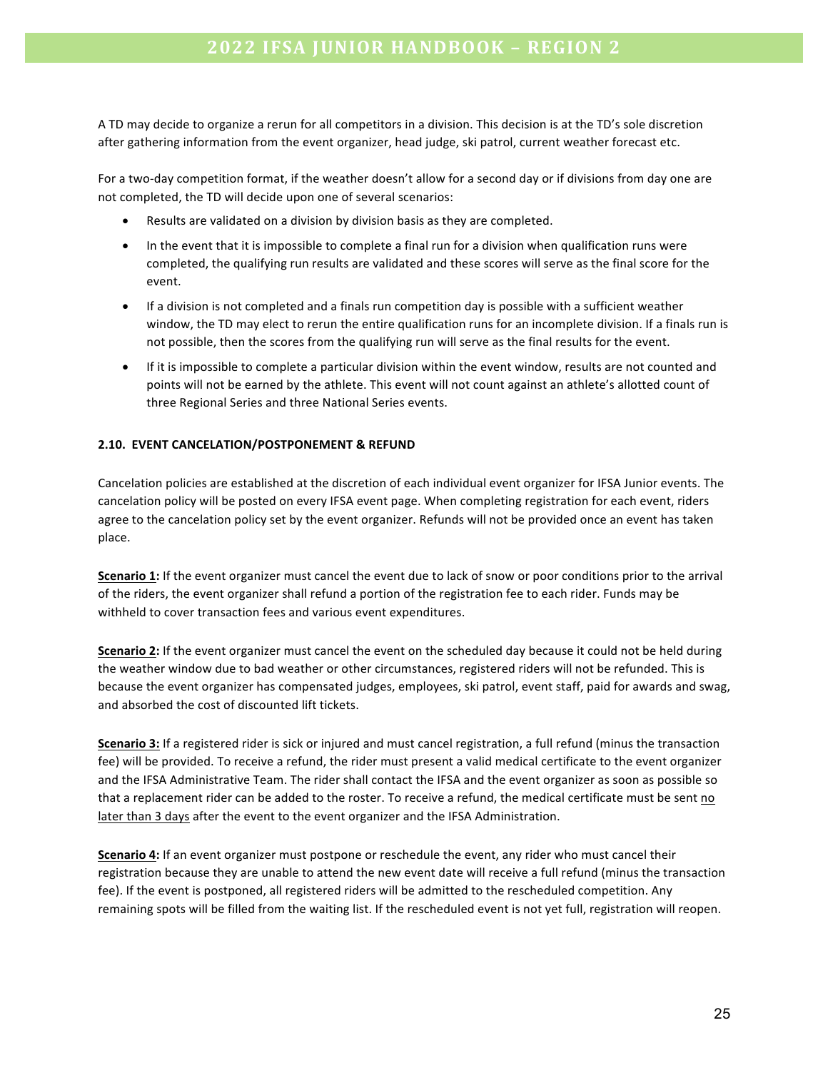A TD may decide to organize a rerun for all competitors in a division. This decision is at the TD's sole discretion after gathering information from the event organizer, head judge, ski patrol, current weather forecast etc.

For a two-day competition format, if the weather doesn't allow for a second day or if divisions from day one are not completed, the TD will decide upon one of several scenarios:

- Results are validated on a division by division basis as they are completed.
- In the event that it is impossible to complete a final run for a division when qualification runs were completed, the qualifying run results are validated and these scores will serve as the final score for the event.
- If a division is not completed and a finals run competition day is possible with a sufficient weather window, the TD may elect to rerun the entire qualification runs for an incomplete division. If a finals run is not possible, then the scores from the qualifying run will serve as the final results for the event.
- If it is impossible to complete a particular division within the event window, results are not counted and points will not be earned by the athlete. This event will not count against an athlete's allotted count of three Regional Series and three National Series events.

### 2.10. EVENT CANCELATION/POSTPONEMENT & REFUND

Cancelation policies are established at the discretion of each individual event organizer for IFSA Junior events. The cancelation policy will be posted on every IFSA event page. When completing registration for each event, riders agree to the cancelation policy set by the event organizer. Refunds will not be provided once an event has taken place.

**Scenario 1:** If the event organizer must cancel the event due to lack of snow or poor conditions prior to the arrival of the riders, the event organizer shall refund a portion of the registration fee to each rider. Funds may be withheld to cover transaction fees and various event expenditures.

**Scenario 2:** If the event organizer must cancel the event on the scheduled day because it could not be held during the weather window due to bad weather or other circumstances, registered riders will not be refunded. This is because the event organizer has compensated judges, employees, ski patrol, event staff, paid for awards and swag, and absorbed the cost of discounted lift tickets.

**Scenario 3:** If a registered rider is sick or injured and must cancel registration, a full refund (minus the transaction fee) will be provided. To receive a refund, the rider must present a valid medical certificate to the event organizer and the IFSA Administrative Team. The rider shall contact the IFSA and the event organizer as soon as possible so that a replacement rider can be added to the roster. To receive a refund, the medical certificate must be sent no later than 3 days after the event to the event organizer and the IFSA Administration.

**Scenario 4:** If an event organizer must postpone or reschedule the event, any rider who must cancel their registration because they are unable to attend the new event date will receive a full refund (minus the transaction fee). If the event is postponed, all registered riders will be admitted to the rescheduled competition. Any remaining spots will be filled from the waiting list. If the rescheduled event is not yet full, registration will reopen.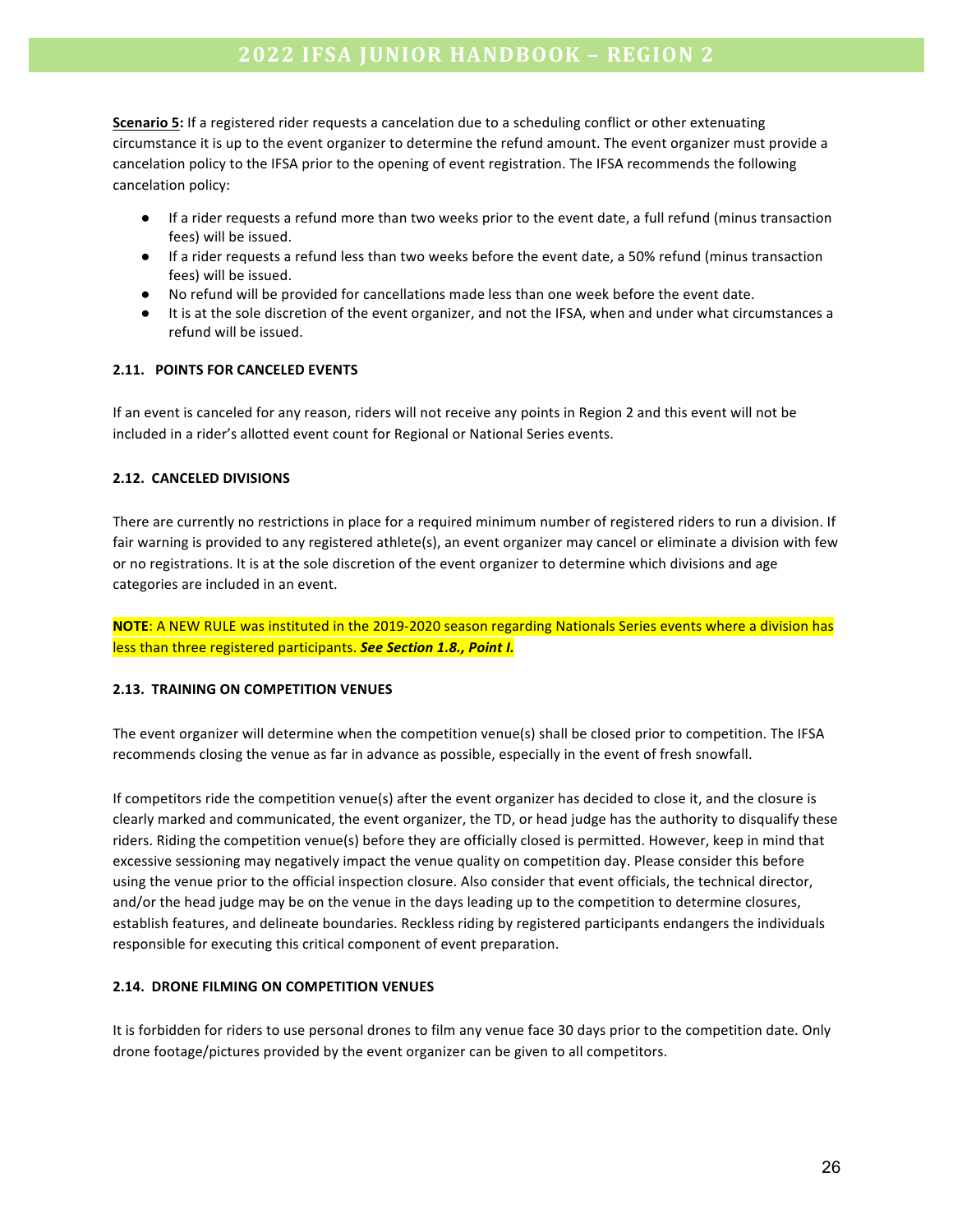**Scenario 5:** If a registered rider requests a cancelation due to a scheduling conflict or other extenuating circumstance it is up to the event organizer to determine the refund amount. The event organizer must provide a cancelation policy to the IFSA prior to the opening of event registration. The IFSA recommends the following cancelation policy:

- If a rider requests a refund more than two weeks prior to the event date, a full refund (minus transaction fees) will be issued.
- If a rider requests a refund less than two weeks before the event date, a 50% refund (minus transaction fees) will be issued.
- No refund will be provided for cancellations made less than one week before the event date.
- It is at the sole discretion of the event organizer, and not the IFSA, when and under what circumstances a refund will be issued.

### 2.11. POINTS FOR CANCELED EVENTS

If an event is canceled for any reason, riders will not receive any points in Region 2 and this event will not be included in a rider's allotted event count for Regional or National Series events.

### 2.12. CANCELED DIVISIONS

There are currently no restrictions in place for a required minimum number of registered riders to run a division. If fair warning is provided to any registered athlete(s), an event organizer may cancel or eliminate a division with few or no registrations. It is at the sole discretion of the event organizer to determine which divisions and age categories are included in an event.

**NOTE**: A NEW RULE was instituted in the 2019-2020 season regarding Nationals Series events where a division has less than three registered participants. ***See Section 1.8., Point I.***

### 2.13. TRAINING ON COMPETITION VENUES

The event organizer will determine when the competition venue(s) shall be closed prior to competition. The IFSA recommends closing the venue as far in advance as possible, especially in the event of fresh snowfall.

If competitors ride the competition venue(s) after the event organizer has decided to close it, and the closure is clearly marked and communicated, the event organizer, the TD, or head judge has the authority to disqualify these riders. Riding the competition venue(s) before they are officially closed is permitted. However, keep in mind that excessive sessioning may negatively impact the venue quality on competition day. Please consider this before using the venue prior to the official inspection closure. Also consider that event officials, the technical director, and/or the head judge may be on the venue in the days leading up to the competition to determine closures, establish features, and delineate boundaries. Reckless riding by registered participants endangers the individuals responsible for executing this critical component of event preparation.

### 2.14. DRONE FILMING ON COMPETITION VENUES

It is forbidden for riders to use personal drones to film any venue face 30 days prior to the competition date. Only drone footage/pictures provided by the event organizer can be given to all competitors.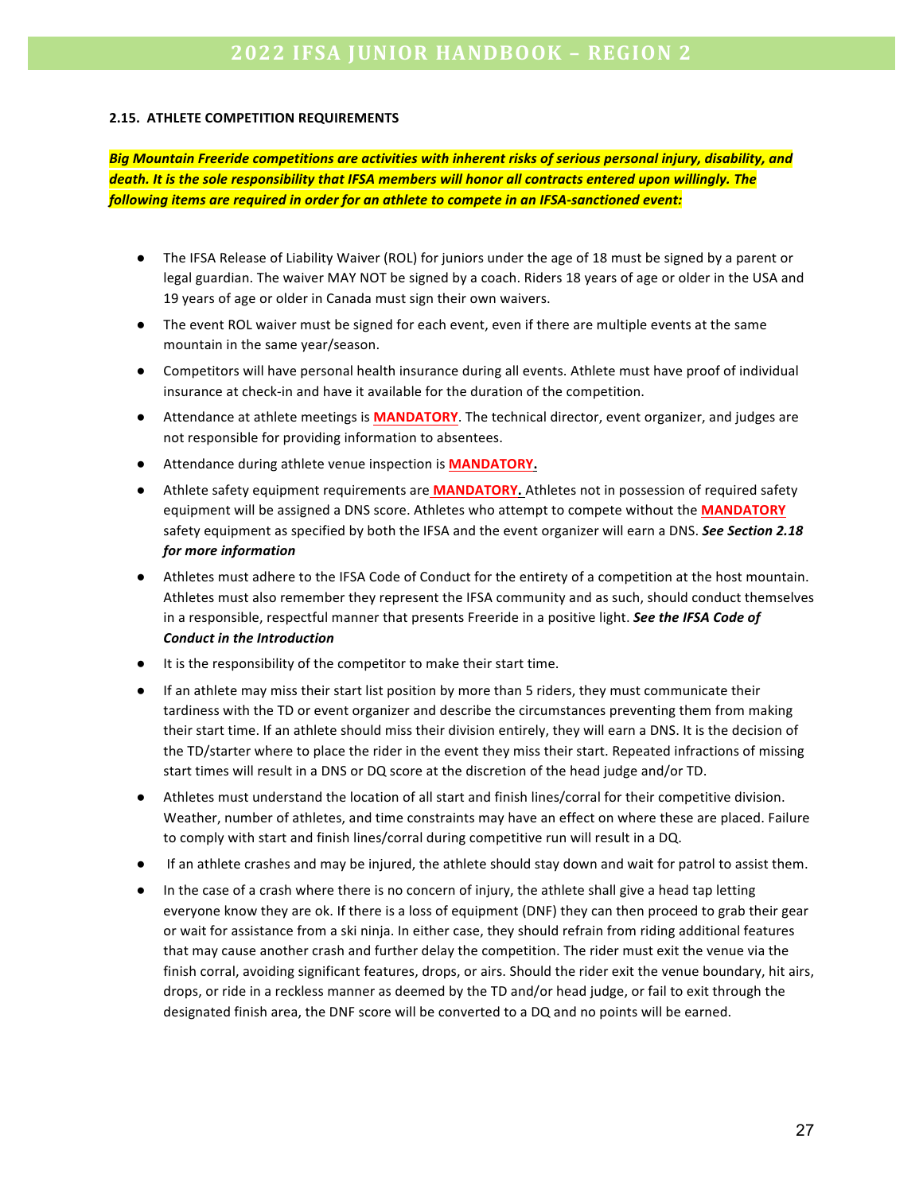### 2.15. ATHLETE COMPETITION REQUIREMENTS

***Big Mountain Freeride competitions are activities with inherent risks of serious personal injury, disability, and death. It is the sole responsibility that IFSA members will honor all contracts entered upon willingly. The following items are required in order for an athlete to compete in an IFSA-sanctioned event:***

- The IFSA Release of Liability Waiver (ROL) for juniors under the age of 18 must be signed by a parent or legal guardian. The waiver MAY NOT be signed by a coach. Riders 18 years of age or older in the USA and 19 years of age or older in Canada must sign their own waivers.
- The event ROL waiver must be signed for each event, even if there are multiple events at the same mountain in the same year/season.
- Competitors will have personal health insurance during all events. Athlete must have proof of individual insurance at check-in and have it available for the duration of the competition.
- Attendance at athlete meetings is **MANDATORY**. The technical director, event organizer, and judges are not responsible for providing information to absentees.
- Attendance during athlete venue inspection is **MANDATORY.**
- Athlete safety equipment requirements are **MANDATORY.** Athletes not in possession of required safety equipment will be assigned a DNS score. Athletes who attempt to compete without the **MANDATORY** safety equipment as specified by both the IFSA and the event organizer will earn a DNS. ***See Section 2.18 for more information***
- Athletes must adhere to the IFSA Code of Conduct for the entirety of a competition at the host mountain. Athletes must also remember they represent the IFSA community and as such, should conduct themselves in a responsible, respectful manner that presents Freeride in a positive light. ***See the IFSA Code of Conduct in the Introduction***
- It is the responsibility of the competitor to make their start time.
- If an athlete may miss their start list position by more than 5 riders, they must communicate their tardiness with the TD or event organizer and describe the circumstances preventing them from making their start time. If an athlete should miss their division entirely, they will earn a DNS. It is the decision of the TD/starter where to place the rider in the event they miss their start. Repeated infractions of missing start times will result in a DNS or DQ score at the discretion of the head judge and/or TD.
- Athletes must understand the location of all start and finish lines/corral for their competitive division. Weather, number of athletes, and time constraints may have an effect on where these are placed. Failure to comply with start and finish lines/corral during competitive run will result in a DQ.
- If an athlete crashes and may be injured, the athlete should stay down and wait for patrol to assist them.
- In the case of a crash where there is no concern of injury, the athlete shall give a head tap letting everyone know they are ok. If there is a loss of equipment (DNF) they can then proceed to grab their gear or wait for assistance from a ski ninja. In either case, they should refrain from riding additional features that may cause another crash and further delay the competition. The rider must exit the venue via the finish corral, avoiding significant features, drops, or airs. Should the rider exit the venue boundary, hit airs, drops, or ride in a reckless manner as deemed by the TD and/or head judge, or fail to exit through the designated finish area, the DNF score will be converted to a DQ and no points will be earned.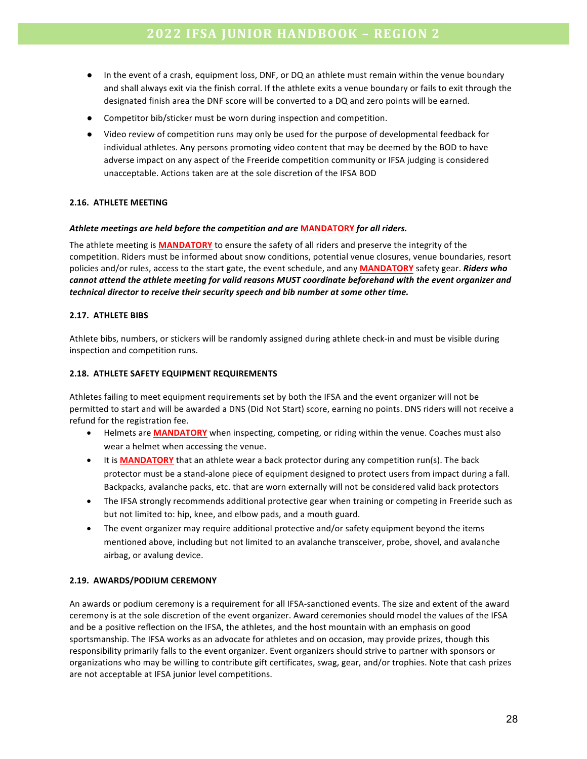- In the event of a crash, equipment loss, DNF, or DQ an athlete must remain within the venue boundary and shall always exit via the finish corral. If the athlete exits a venue boundary or fails to exit through the designated finish area the DNF score will be converted to a DQ and zero points will be earned.
- Competitor bib/sticker must be worn during inspection and competition.
- Video review of competition runs may only be used for the purpose of developmental feedback for individual athletes. Any persons promoting video content that may be deemed by the BOD to have adverse impact on any aspect of the Freeride competition community or IFSA judging is considered unacceptable. Actions taken are at the sole discretion of the IFSA BOD

### 2.16. ATHLETE MEETING

***Athlete meetings are held before the competition and are MANDATORY for all riders.***

The athlete meeting is **MANDATORY** to ensure the safety of all riders and preserve the integrity of the competition. Riders must be informed about snow conditions, potential venue closures, venue boundaries, resort policies and/or rules, access to the start gate, the event schedule, and any **MANDATORY** safety gear. ***Riders who cannot attend the athlete meeting for valid reasons MUST coordinate beforehand with the event organizer and technical director to receive their security speech and bib number at some other time.***

### 2.17. ATHLETE BIBS

Athlete bibs, numbers, or stickers will be randomly assigned during athlete check-in and must be visible during inspection and competition runs.

### 2.18. ATHLETE SAFETY EQUIPMENT REQUIREMENTS

Athletes failing to meet equipment requirements set by both the IFSA and the event organizer will not be permitted to start and will be awarded a DNS (Did Not Start) score, earning no points. DNS riders will not receive a refund for the registration fee.

- Helmets are **MANDATORY** when inspecting, competing, or riding within the venue. Coaches must also wear a helmet when accessing the venue.
- It is **MANDATORY** that an athlete wear a back protector during any competition run(s). The back protector must be a stand-alone piece of equipment designed to protect users from impact during a fall. Backpacks, avalanche packs, etc. that are worn externally will not be considered valid back protectors
- The IFSA strongly recommends additional protective gear when training or competing in Freeride such as but not limited to: hip, knee, and elbow pads, and a mouth guard.
- The event organizer may require additional protective and/or safety equipment beyond the items mentioned above, including but not limited to an avalanche transceiver, probe, shovel, and avalanche airbag, or avalung device.

### 2.19. AWARDS/PODIUM CEREMONY

An awards or podium ceremony is a requirement for all IFSA-sanctioned events. The size and extent of the award ceremony is at the sole discretion of the event organizer. Award ceremonies should model the values of the IFSA and be a positive reflection on the IFSA, the athletes, and the host mountain with an emphasis on good sportsmanship. The IFSA works as an advocate for athletes and on occasion, may provide prizes, though this responsibility primarily falls to the event organizer. Event organizers should strive to partner with sponsors or organizations who may be willing to contribute gift certificates, swag, gear, and/or trophies. Note that cash prizes are not acceptable at IFSA junior level competitions.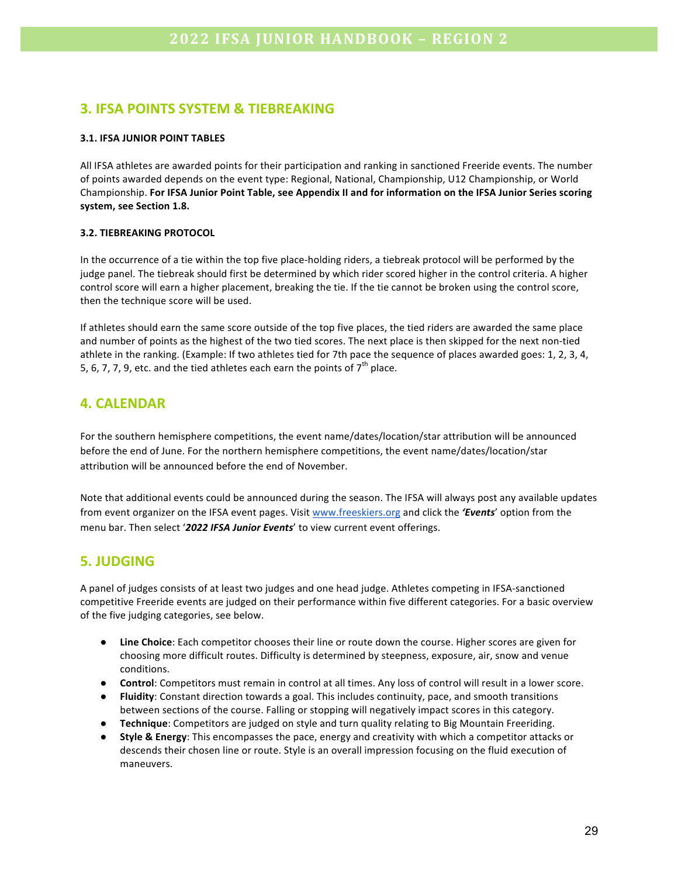## 3. IFSA POINTS SYSTEM & TIEBREAKING

### 3.1. IFSA JUNIOR POINT TABLES

All IFSA athletes are awarded points for their participation and ranking in sanctioned Freeride events. The number of points awarded depends on the event type: Regional, National, Championship, U12 Championship, or World Championship. **For IFSA Junior Point Table, see Appendix II and for information on the IFSA Junior Series scoring system, see Section 1.8.**

### 3.2. TIEBREAKING PROTOCOL

In the occurrence of a tie within the top five place-holding riders, a tiebreak protocol will be performed by the judge panel. The tiebreak should first be determined by which rider scored higher in the control criteria. A higher control score will earn a higher placement, breaking the tie. If the tie cannot be broken using the control score, then the technique score will be used.

If athletes should earn the same score outside of the top five places, the tied riders are awarded the same place and number of points as the highest of the two tied scores. The next place is then skipped for the next non-tied athlete in the ranking. (Example: If two athletes tied for 7th pace the sequence of places awarded goes: 1, 2, 3, 4, 5, 6, 7, 7, 9, etc. and the tied athletes each earn the points of 7th place.

## 4. CALENDAR

For the southern hemisphere competitions, the event name/dates/location/star attribution will be announced before the end of June. For the northern hemisphere competitions, the event name/dates/location/star attribution will be announced before the end of November.

Note that additional events could be announced during the season. The IFSA will always post any available updates from event organizer on the IFSA event pages. Visit www.freeskiers.org and click the ***'Events'*** option from the menu bar. Then select '***2022 IFSA Junior Events***' to view current event offerings.

## 5. JUDGING

A panel of judges consists of at least two judges and one head judge. Athletes competing in IFSA-sanctioned competitive Freeride events are judged on their performance within five different categories. For a basic overview of the five judging categories, see below.

- **Line Choice**: Each competitor chooses their line or route down the course. Higher scores are given for choosing more difficult routes. Difficulty is determined by steepness, exposure, air, snow and venue conditions.
- **Control**: Competitors must remain in control at all times. Any loss of control will result in a lower score.
- **Fluidity**: Constant direction towards a goal. This includes continuity, pace, and smooth transitions between sections of the course. Falling or stopping will negatively impact scores in this category.
- **Technique**: Competitors are judged on style and turn quality relating to Big Mountain Freeriding.
- **Style & Energy**: This encompasses the pace, energy and creativity with which a competitor attacks or descends their chosen line or route. Style is an overall impression focusing on the fluid execution of maneuvers.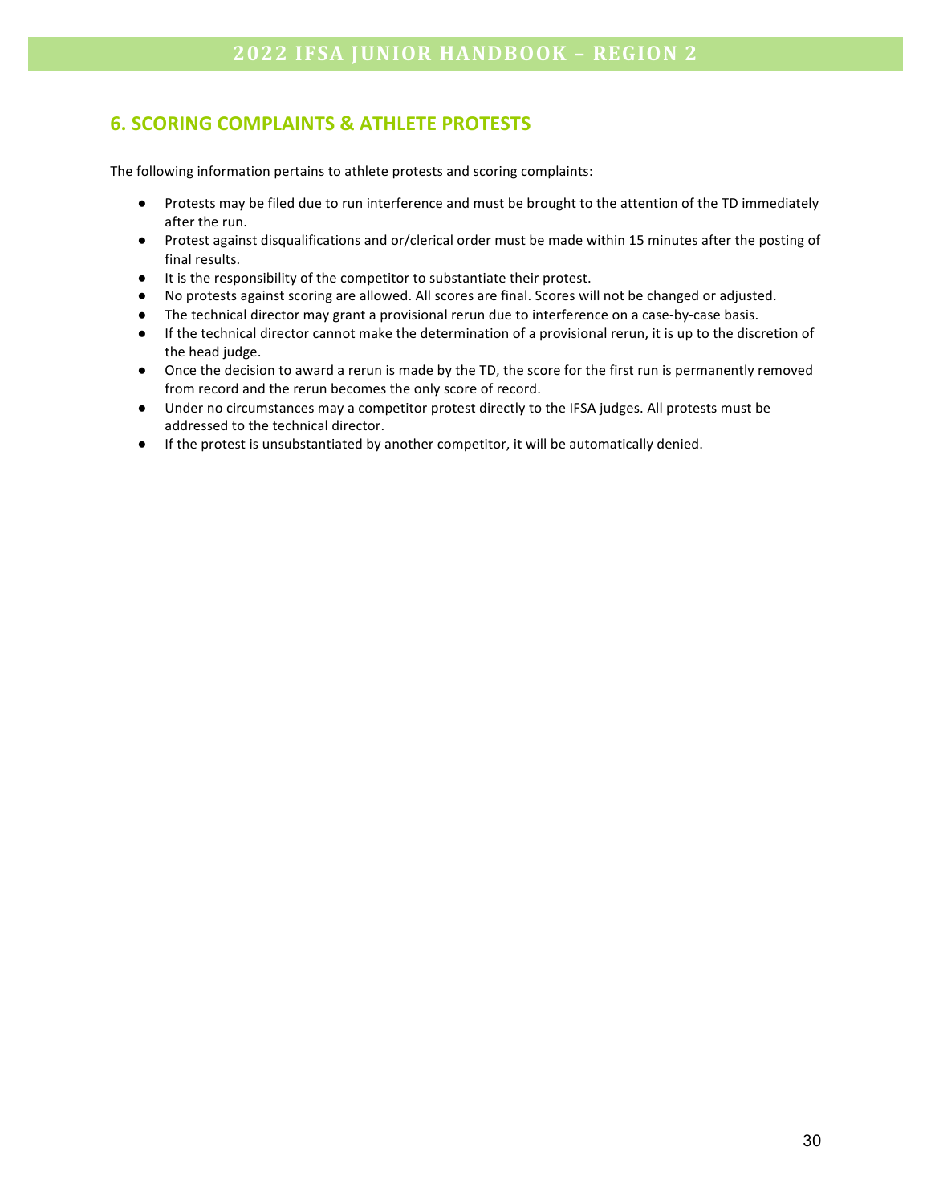## 6. SCORING COMPLAINTS & ATHLETE PROTESTS

The following information pertains to athlete protests and scoring complaints:

- Protests may be filed due to run interference and must be brought to the attention of the TD immediately after the run.
- Protest against disqualifications and or/clerical order must be made within 15 minutes after the posting of final results.
- It is the responsibility of the competitor to substantiate their protest.
- No protests against scoring are allowed. All scores are final. Scores will not be changed or adjusted.
- The technical director may grant a provisional rerun due to interference on a case-by-case basis.
- If the technical director cannot make the determination of a provisional rerun, it is up to the discretion of the head judge.
- Once the decision to award a rerun is made by the TD, the score for the first run is permanently removed from record and the rerun becomes the only score of record.
- Under no circumstances may a competitor protest directly to the IFSA judges. All protests must be addressed to the technical director.
- If the protest is unsubstantiated by another competitor, it will be automatically denied.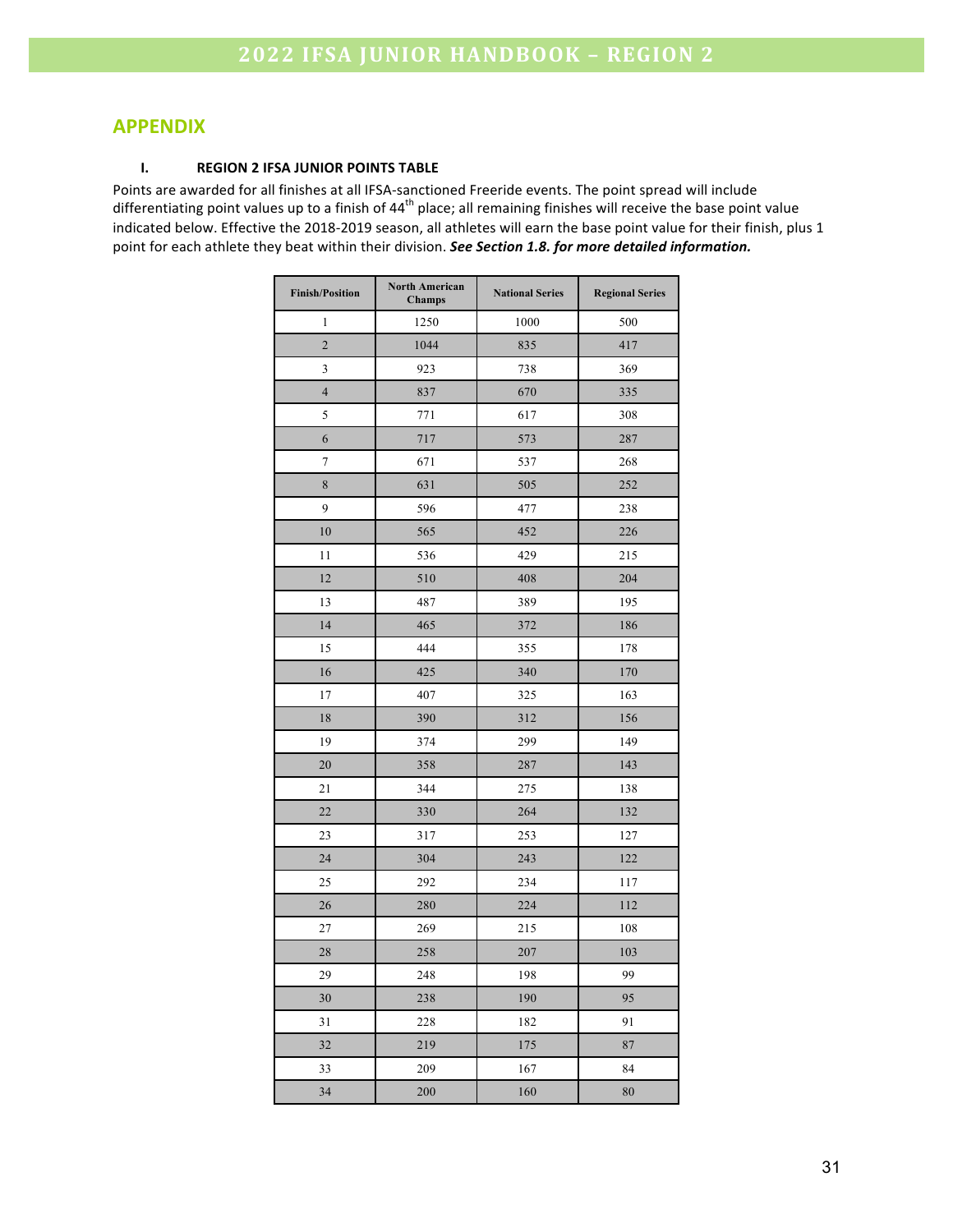## APPENDIX

### I. REGION 2 IFSA JUNIOR POINTS TABLE

Points are awarded for all finishes at all IFSA-sanctioned Freeride events. The point spread will include differentiating point values up to a finish of 44th place; all remaining finishes will receive the base point value indicated below. Effective the 2018-2019 season, all athletes will earn the base point value for their finish, plus 1 point for each athlete they beat within their division. ***See Section 1.8. for more detailed information.***

| Finish/Position | North American Champs | National Series | Regional Series |
|---|---|---|---|
| 1 | 1250 | 1000 | 500 |
| 2 | 1044 | 835 | 417 |
| 3 | 923 | 738 | 369 |
| 4 | 837 | 670 | 335 |
| 5 | 771 | 617 | 308 |
| 6 | 717 | 573 | 287 |
| 7 | 671 | 537 | 268 |
| 8 | 631 | 505 | 252 |
| 9 | 596 | 477 | 238 |
| 10 | 565 | 452 | 226 |
| 11 | 536 | 429 | 215 |
| 12 | 510 | 408 | 204 |
| 13 | 487 | 389 | 195 |
| 14 | 465 | 372 | 186 |
| 15 | 444 | 355 | 178 |
| 16 | 425 | 340 | 170 |
| 17 | 407 | 325 | 163 |
| 18 | 390 | 312 | 156 |
| 19 | 374 | 299 | 149 |
| 20 | 358 | 287 | 143 |
| 21 | 344 | 275 | 138 |
| 22 | 330 | 264 | 132 |
| 23 | 317 | 253 | 127 |
| 24 | 304 | 243 | 122 |
| 25 | 292 | 234 | 117 |
| 26 | 280 | 224 | 112 |
| 27 | 269 | 215 | 108 |
| 28 | 258 | 207 | 103 |
| 29 | 248 | 198 | 99 |
| 30 | 238 | 190 | 95 |
| 31 | 228 | 182 | 91 |
| 32 | 219 | 175 | 87 |
| 33 | 209 | 167 | 84 |
| 34 | 200 | 160 | 80 |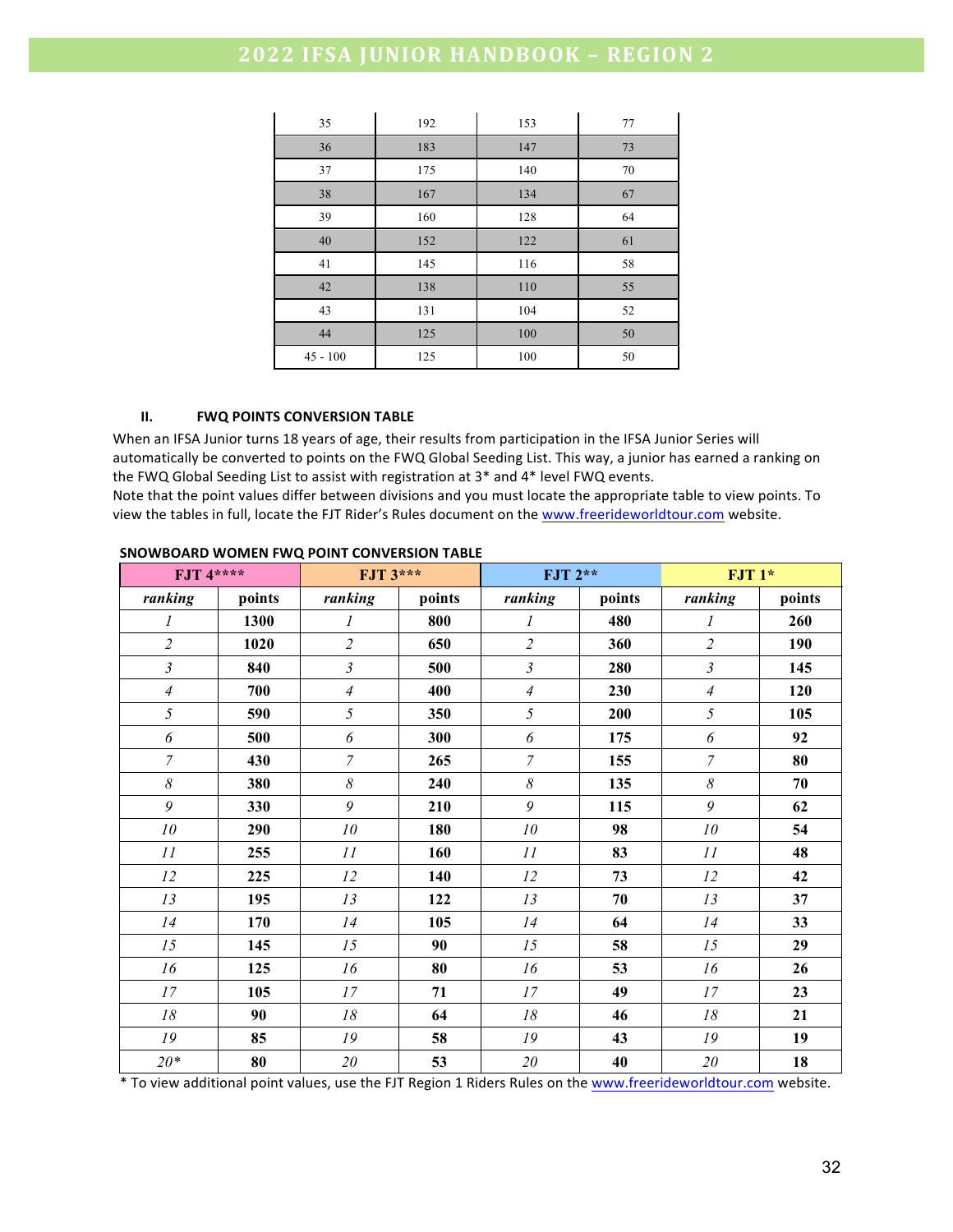| 35 | 192 | 153 | 77 |
|---|---|---|---|
| 36 | 183 | 147 | 73 |
| 37 | 175 | 140 | 70 |
| 38 | 167 | 134 | 67 |
| 39 | 160 | 128 | 64 |
| 40 | 152 | 122 | 61 |
| 41 | 145 | 116 | 58 |
| 42 | 138 | 110 | 55 |
| 43 | 131 | 104 | 52 |
| 44 | 125 | 100 | 50 |
| 45 - 100 | 125 | 100 | 50 |

### II. FWQ POINTS CONVERSION TABLE

When an IFSA Junior turns 18 years of age, their results from participation in the IFSA Junior Series will automatically be converted to points on the FWQ Global Seeding List. This way, a junior has earned a ranking on the FWQ Global Seeding List to assist with registration at 3* and 4* level FWQ events.
Note that the point values differ between divisions and you must locate the appropriate table to view points. To view the tables in full, locate the FJT Rider's Rules document on the www.freerideworldtour.com website.

**SNOWBOARD WOMEN FWQ POINT CONVERSION TABLE**

| FJT 4**** | | FJT 3*** | | FJT 2** | | FJT 1* | |
|---|---|---|---|---|---|---|---|
| *ranking* | **points** | *ranking* | **points** | *ranking* | **points** | *ranking* | **points** |
| *1* | **1300** | *1* | **800** | *1* | **480** | *1* | **260** |
| *2* | **1020** | *2* | **650** | *2* | **360** | *2* | **190** |
| *3* | **840** | *3* | **500** | *3* | **280** | *3* | **145** |
| *4* | **700** | *4* | **400** | *4* | **230** | *4* | **120** |
| *5* | **590** | *5* | **350** | *5* | **200** | *5* | **105** |
| *6* | **500** | *6* | **300** | *6* | **175** | *6* | **92** |
| *7* | **430** | *7* | **265** | *7* | **155** | *7* | **80** |
| *8* | **380** | *8* | **240** | *8* | **135** | *8* | **70** |
| *9* | **330** | *9* | **210** | *9* | **115** | *9* | **62** |
| *10* | **290** | *10* | **180** | *10* | **98** | *10* | **54** |
| *11* | **255** | *11* | **160** | *11* | **83** | *11* | **48** |
| *12* | **225** | *12* | **140** | *12* | **73** | *12* | **42** |
| *13* | **195** | *13* | **122** | *13* | **70** | *13* | **37** |
| *14* | **170** | *14* | **105** | *14* | **64** | *14* | **33** |
| *15* | **145** | *15* | **90** | *15* | **58** | *15* | **29** |
| *16* | **125** | *16* | **80** | *16* | **53** | *16* | **26** |
| *17* | **105** | *17* | **71** | *17* | **49** | *17* | **23** |
| *18* | **90** | *18* | **64** | *18* | **46** | *18* | **21** |
| *19* | **85** | *19* | **58** | *19* | **43** | *19* | **19** |
| *20** | **80** | *20* | **53** | *20* | **40** | *20* | **18** |

* To view additional point values, use the FJT Region 1 Riders Rules on the www.freerideworldtour.com website.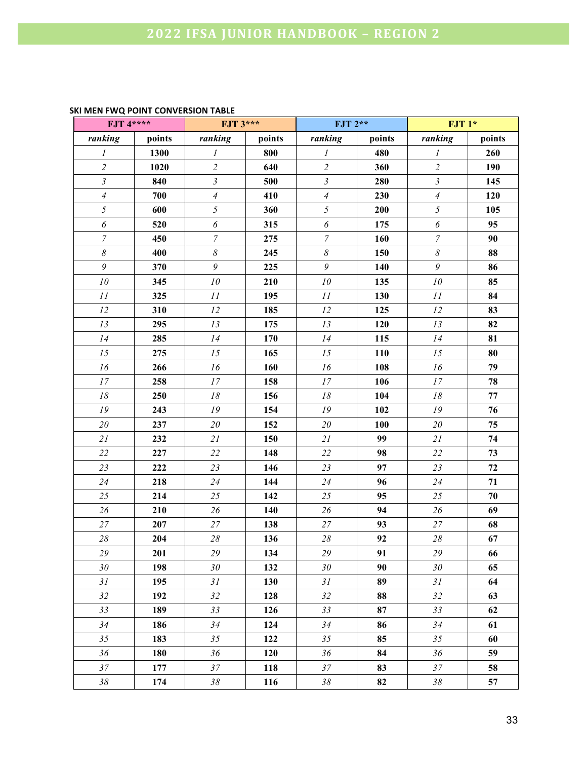**SKI MEN FWQ POINT CONVERSION TABLE**

| FJT 4**** | | FJT 3*** | | FJT 2** | | FJT 1* | |
|---|---|---|---|---|---|---|---|
| *ranking* | **points** | *ranking* | **points** | *ranking* | **points** | *ranking* | **points** |
| *1* | **1300** | *1* | **800** | *1* | **480** | *1* | **260** |
| *2* | **1020** | *2* | **640** | *2* | **360** | *2* | **190** |
| *3* | **840** | *3* | **500** | *3* | **280** | *3* | **145** |
| *4* | **700** | *4* | **410** | *4* | **230** | *4* | **120** |
| *5* | **600** | *5* | **360** | *5* | **200** | *5* | **105** |
| *6* | **520** | *6* | **315** | *6* | **175** | *6* | **95** |
| *7* | **450** | *7* | **275** | *7* | **160** | *7* | **90** |
| *8* | **400** | *8* | **245** | *8* | **150** | *8* | **88** |
| *9* | **370** | *9* | **225** | *9* | **140** | *9* | **86** |
| *10* | **345** | *10* | **210** | *10* | **135** | *10* | **85** |
| *11* | **325** | *11* | **195** | *11* | **130** | *11* | **84** |
| *12* | **310** | *12* | **185** | *12* | **125** | *12* | **83** |
| *13* | **295** | *13* | **175** | *13* | **120** | *13* | **82** |
| *14* | **285** | *14* | **170** | *14* | **115** | *14* | **81** |
| *15* | **275** | *15* | **165** | *15* | **110** | *15* | **80** |
| *16* | **266** | *16* | **160** | *16* | **108** | *16* | **79** |
| *17* | **258** | *17* | **158** | *17* | **106** | *17* | **78** |
| *18* | **250** | *18* | **156** | *18* | **104** | *18* | **77** |
| *19* | **243** | *19* | **154** | *19* | **102** | *19* | **76** |
| *20* | **237** | *20* | **152** | *20* | **100** | *20* | **75** |
| *21* | **232** | *21* | **150** | *21* | **99** | *21* | **74** |
| *22* | **227** | *22* | **148** | *22* | **98** | *22* | **73** |
| *23* | **222** | *23* | **146** | *23* | **97** | *23* | **72** |
| *24* | **218** | *24* | **144** | *24* | **96** | *24* | **71** |
| *25* | **214** | *25* | **142** | *25* | **95** | *25* | **70** |
| *26* | **210** | *26* | **140** | *26* | **94** | *26* | **69** |
| *27* | **207** | *27* | **138** | *27* | **93** | *27* | **68** |
| *28* | **204** | *28* | **136** | *28* | **92** | *28* | **67** |
| *29* | **201** | *29* | **134** | *29* | **91** | *29* | **66** |
| *30* | **198** | *30* | **132** | *30* | **90** | *30* | **65** |
| *31* | **195** | *31* | **130** | *31* | **89** | *31* | **64** |
| *32* | **192** | *32* | **128** | *32* | **88** | *32* | **63** |
| *33* | **189** | *33* | **126** | *33* | **87** | *33* | **62** |
| *34* | **186** | *34* | **124** | *34* | **86** | *34* | **61** |
| *35* | **183** | *35* | **122** | *35* | **85** | *35* | **60** |
| *36* | **180** | *36* | **120** | *36* | **84** | *36* | **59** |
| *37* | **177** | *37* | **118** | *37* | **83** | *37* | **58** |
| *38* | **174** | *38* | **116** | *38* | **82** | *38* | **57** |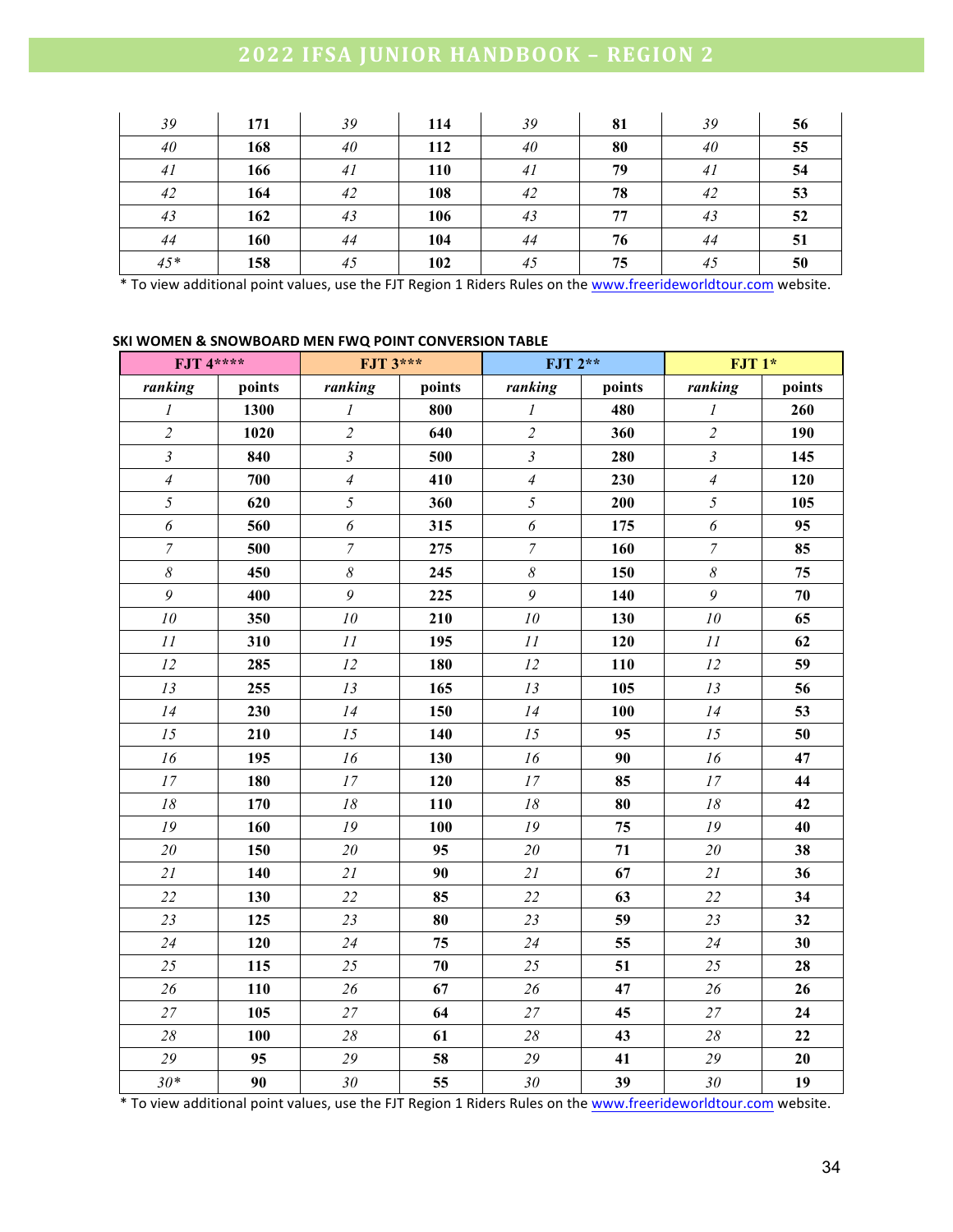| | | | | | | | |
|---|---|---|---|---|---|---|---|
| *39* | **171** | *39* | **114** | *39* | **81** | *39* | **56** |
| *40* | **168** | *40* | **112** | *40* | **80** | *40* | **55** |
| *41* | **166** | *41* | **110** | *41* | **79** | *41* | **54** |
| *42* | **164** | *42* | **108** | *42* | **78** | *42* | **53** |
| *43* | **162** | *43* | **106** | *43* | **77** | *43* | **52** |
| *44* | **160** | *44* | **104** | *44* | **76** | *44* | **51** |
| *45** | **158** | *45* | **102** | *45* | **75** | *45* | **50** |

* To view additional point values, use the FJT Region 1 Riders Rules on the [www.freerideworldtour.com](http://www.freerideworldtour.com) website.

**SKI WOMEN & SNOWBOARD MEN FWQ POINT CONVERSION TABLE**

| FJT 4**** | | FJT 3*** | | FJT 2** | | FJT 1* | |
|---|---|---|---|---|---|---|---|
| *ranking* | **points** | *ranking* | **points** | *ranking* | **points** | *ranking* | **points** |
| *1* | **1300** | *1* | **800** | *1* | **480** | *1* | **260** |
| *2* | **1020** | *2* | **640** | *2* | **360** | *2* | **190** |
| *3* | **840** | *3* | **500** | *3* | **280** | *3* | **145** |
| *4* | **700** | *4* | **410** | *4* | **230** | *4* | **120** |
| *5* | **620** | *5* | **360** | *5* | **200** | *5* | **105** |
| *6* | **560** | *6* | **315** | *6* | **175** | *6* | **95** |
| *7* | **500** | *7* | **275** | *7* | **160** | *7* | **85** |
| *8* | **450** | *8* | **245** | *8* | **150** | *8* | **75** |
| *9* | **400** | *9* | **225** | *9* | **140** | *9* | **70** |
| *10* | **350** | *10* | **210** | *10* | **130** | *10* | **65** |
| *11* | **310** | *11* | **195** | *11* | **120** | *11* | **62** |
| *12* | **285** | *12* | **180** | *12* | **110** | *12* | **59** |
| *13* | **255** | *13* | **165** | *13* | **105** | *13* | **56** |
| *14* | **230** | *14* | **150** | *14* | **100** | *14* | **53** |
| *15* | **210** | *15* | **140** | *15* | **95** | *15* | **50** |
| *16* | **195** | *16* | **130** | *16* | **90** | *16* | **47** |
| *17* | **180** | *17* | **120** | *17* | **85** | *17* | **44** |
| *18* | **170** | *18* | **110** | *18* | **80** | *18* | **42** |
| *19* | **160** | *19* | **100** | *19* | **75** | *19* | **40** |
| *20* | **150** | *20* | **95** | *20* | **71** | *20* | **38** |
| *21* | **140** | *21* | **90** | *21* | **67** | *21* | **36** |
| *22* | **130** | *22* | **85** | *22* | **63** | *22* | **34** |
| *23* | **125** | *23* | **80** | *23* | **59** | *23* | **32** |
| *24* | **120** | *24* | **75** | *24* | **55** | *24* | **30** |
| *25* | **115** | *25* | **70** | *25* | **51** | *25* | **28** |
| *26* | **110** | *26* | **67** | *26* | **47** | *26* | **26** |
| *27* | **105** | *27* | **64** | *27* | **45** | *27* | **24** |
| *28* | **100** | *28* | **61** | *28* | **43** | *28* | **22** |
| *29* | **95** | *29* | **58** | *29* | **41** | *29* | **20** |
| *30** | **90** | *30* | **55** | *30* | **39** | *30* | **19** |

* To view additional point values, use the FJT Region 1 Riders Rules on the [www.freerideworldtour.com](http://www.freerideworldtour.com) website.